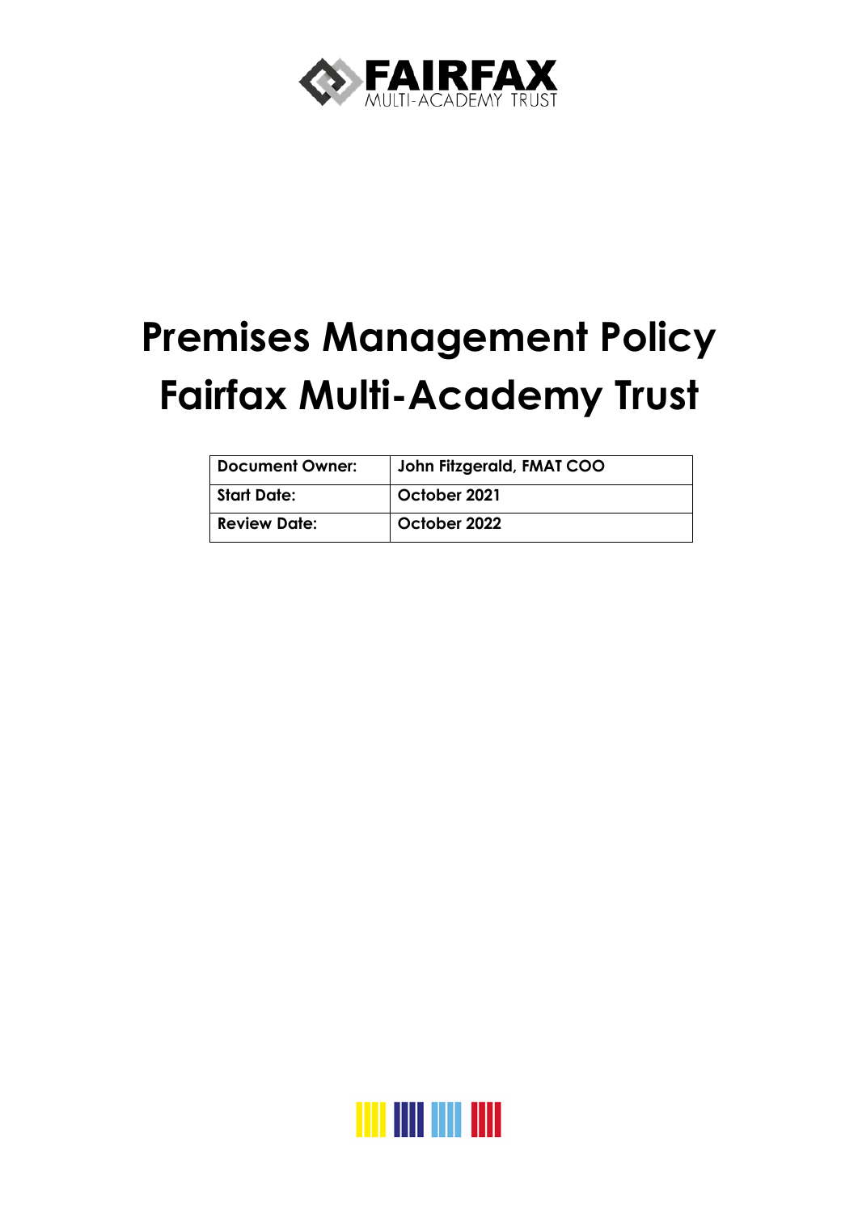FAIRFAX
MULTI-ACADEMY TRUST

# Premises Management Policy
# Fairfax Multi-Academy Trust

| Document Owner: | John Fitzgerald, FMAT COO |
|---|---|
| Start Date: | October 2021 |
| Review Date: | October 2022 |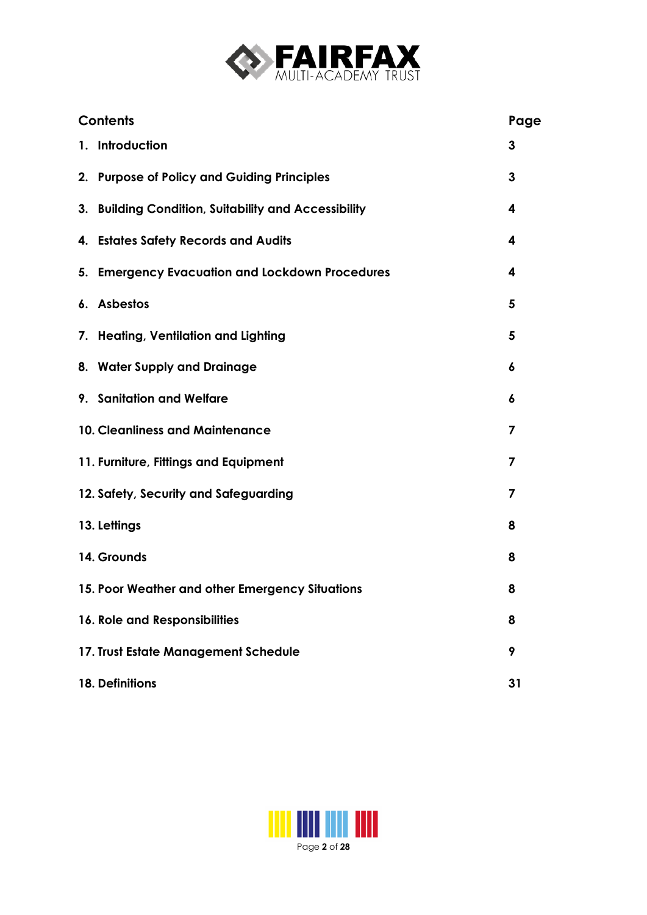| Contents | Page |
| --- | --- |
| 1. Introduction | 3 |
| 2. Purpose of Policy and Guiding Principles | 3 |
| 3. Building Condition, Suitability and Accessibility | 4 |
| 4. Estates Safety Records and Audits | 4 |
| 5. Emergency Evacuation and Lockdown Procedures | 4 |
| 6. Asbestos | 5 |
| 7. Heating, Ventilation and Lighting | 5 |
| 8. Water Supply and Drainage | 6 |
| 9. Sanitation and Welfare | 6 |
| 10. Cleanliness and Maintenance | 7 |
| 11. Furniture, Fittings and Equipment | 7 |
| 12. Safety, Security and Safeguarding | 7 |
| 13. Lettings | 8 |
| 14. Grounds | 8 |
| 15. Poor Weather and other Emergency Situations | 8 |
| 16. Role and Responsibilities | 8 |
| 17. Trust Estate Management Schedule | 9 |
| 18. Definitions | 31 |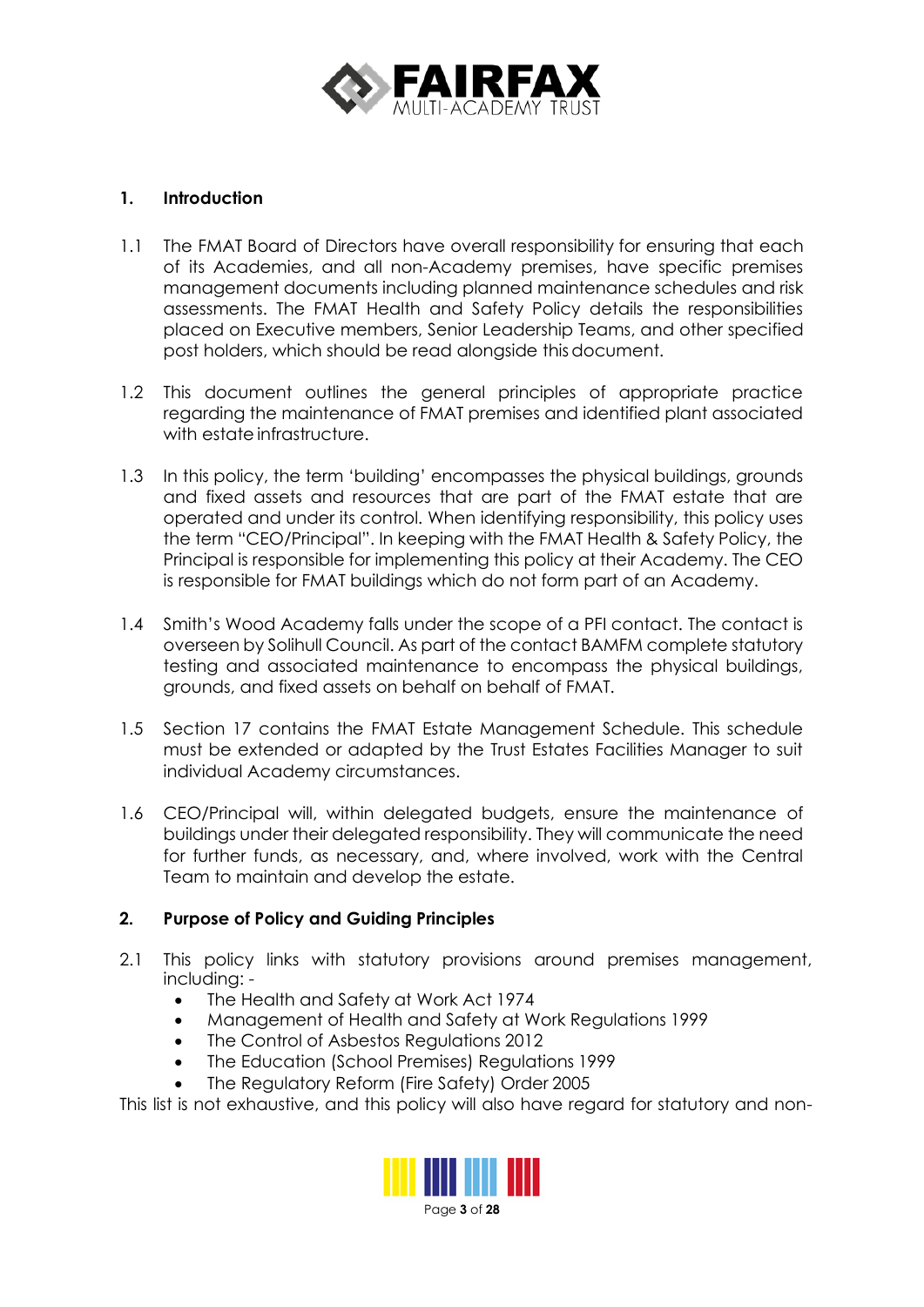## 1. Introduction

1.1 The FMAT Board of Directors have overall responsibility for ensuring that each of its Academies, and all non-Academy premises, have specific premises management documents including planned maintenance schedules and risk assessments. The FMAT Health and Safety Policy details the responsibilities placed on Executive members, Senior Leadership Teams, and other specified post holders, which should be read alongside this document.

1.2 This document outlines the general principles of appropriate practice regarding the maintenance of FMAT premises and identified plant associated with estate infrastructure.

1.3 In this policy, the term 'building' encompasses the physical buildings, grounds and fixed assets and resources that are part of the FMAT estate that are operated and under its control. When identifying responsibility, this policy uses the term "CEO/Principal". In keeping with the FMAT Health & Safety Policy, the Principal is responsible for implementing this policy at their Academy. The CEO is responsible for FMAT buildings which do not form part of an Academy.

1.4 Smith's Wood Academy falls under the scope of a PFI contact. The contact is overseen by Solihull Council. As part of the contact BAMFM complete statutory testing and associated maintenance to encompass the physical buildings, grounds, and fixed assets on behalf on behalf of FMAT.

1.5 Section 17 contains the FMAT Estate Management Schedule. This schedule must be extended or adapted by the Trust Estates Facilities Manager to suit individual Academy circumstances.

1.6 CEO/Principal will, within delegated budgets, ensure the maintenance of buildings under their delegated responsibility. They will communicate the need for further funds, as necessary, and, where involved, work with the Central Team to maintain and develop the estate.

## 2. Purpose of Policy and Guiding Principles

2.1 This policy links with statutory provisions around premises management, including: -

- The Health and Safety at Work Act 1974
- Management of Health and Safety at Work Regulations 1999
- The Control of Asbestos Regulations 2012
- The Education (School Premises) Regulations 1999
- The Regulatory Reform (Fire Safety) Order 2005

This list is not exhaustive, and this policy will also have regard for statutory and non-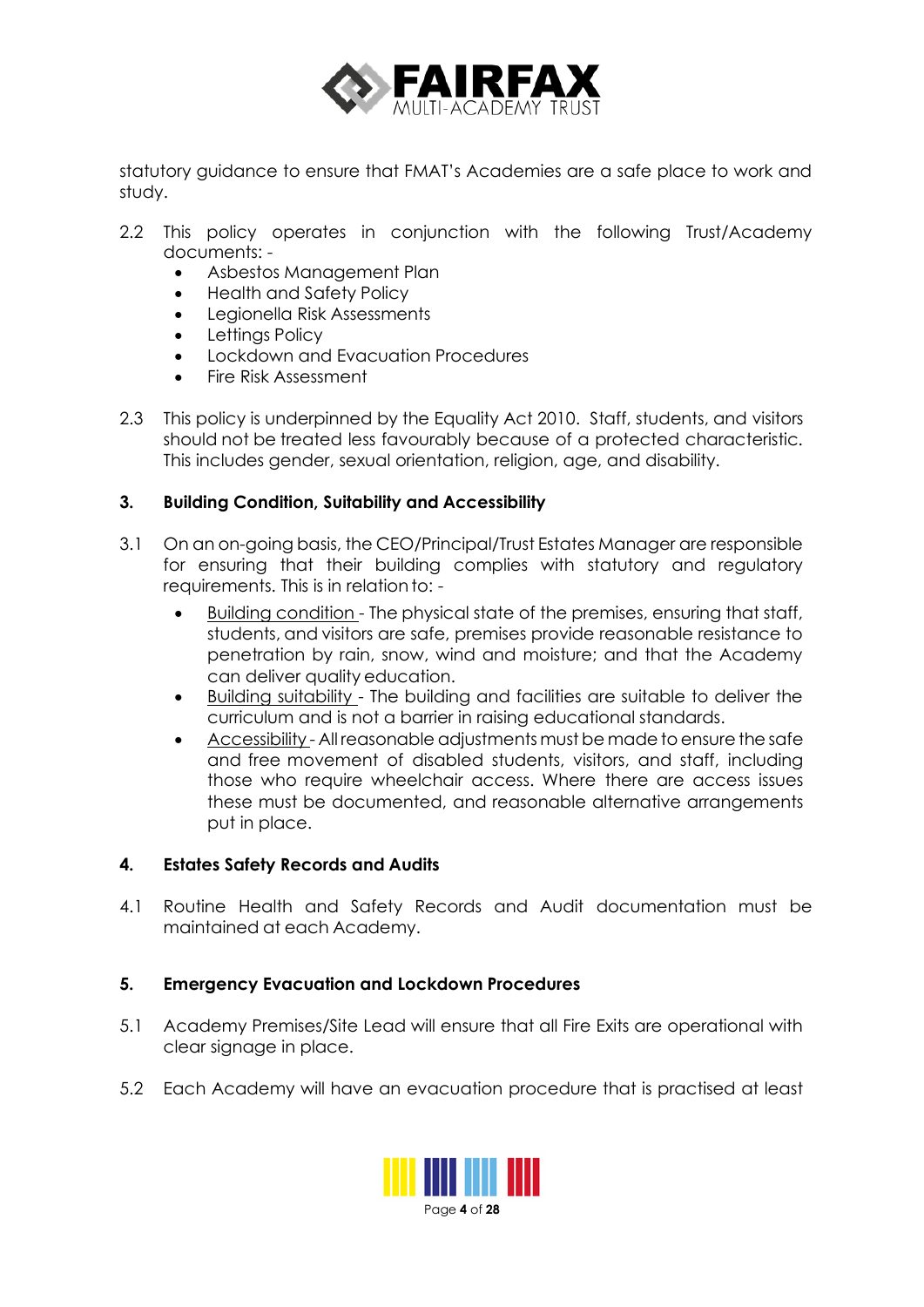statutory guidance to ensure that FMAT's Academies are a safe place to work and study.

2.2 This policy operates in conjunction with the following Trust/Academy documents: -

- Asbestos Management Plan
- Health and Safety Policy
- Legionella Risk Assessments
- Lettings Policy
- Lockdown and Evacuation Procedures
- Fire Risk Assessment

2.3 This policy is underpinned by the Equality Act 2010. Staff, students, and visitors should not be treated less favourably because of a protected characteristic. This includes gender, sexual orientation, religion, age, and disability.

### 3. Building Condition, Suitability and Accessibility

3.1 On an on-going basis, the CEO/Principal/Trust Estates Manager are responsible for ensuring that their building complies with statutory and regulatory requirements. This is in relation to: -

- Building condition - The physical state of the premises, ensuring that staff, students, and visitors are safe, premises provide reasonable resistance to penetration by rain, snow, wind and moisture; and that the Academy can deliver quality education.
- Building suitability - The building and facilities are suitable to deliver the curriculum and is not a barrier in raising educational standards.
- Accessibility - All reasonable adjustments must be made to ensure the safe and free movement of disabled students, visitors, and staff, including those who require wheelchair access. Where there are access issues these must be documented, and reasonable alternative arrangements put in place.

### 4. Estates Safety Records and Audits

4.1 Routine Health and Safety Records and Audit documentation must be maintained at each Academy.

### 5. Emergency Evacuation and Lockdown Procedures

5.1 Academy Premises/Site Lead will ensure that all Fire Exits are operational with clear signage in place.

5.2 Each Academy will have an evacuation procedure that is practised at least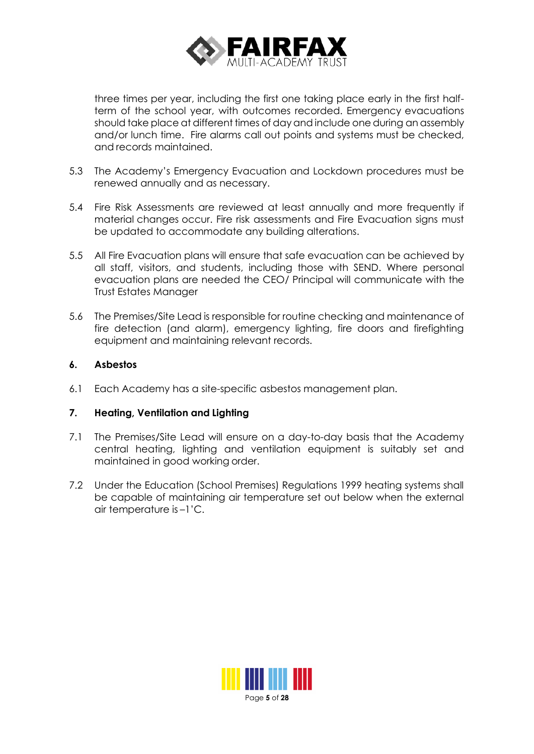three times per year, including the first one taking place early in the first half-term of the school year, with outcomes recorded. Emergency evacuations should take place at different times of day and include one during an assembly and/or lunch time. Fire alarms call out points and systems must be checked, and records maintained.

5.3 The Academy's Emergency Evacuation and Lockdown procedures must be renewed annually and as necessary.

5.4 Fire Risk Assessments are reviewed at least annually and more frequently if material changes occur. Fire risk assessments and Fire Evacuation signs must be updated to accommodate any building alterations.

5.5 All Fire Evacuation plans will ensure that safe evacuation can be achieved by all staff, visitors, and students, including those with SEND. Where personal evacuation plans are needed the CEO/ Principal will communicate with the Trust Estates Manager

5.6 The Premises/Site Lead is responsible for routine checking and maintenance of fire detection (and alarm), emergency lighting, fire doors and firefighting equipment and maintaining relevant records.

## 6. Asbestos

6.1 Each Academy has a site-specific asbestos management plan.

## 7. Heating, Ventilation and Lighting

7.1 The Premises/Site Lead will ensure on a day-to-day basis that the Academy central heating, lighting and ventilation equipment is suitably set and maintained in good working order.

7.2 Under the Education (School Premises) Regulations 1999 heating systems shall be capable of maintaining air temperature set out below when the external air temperature is –1'C.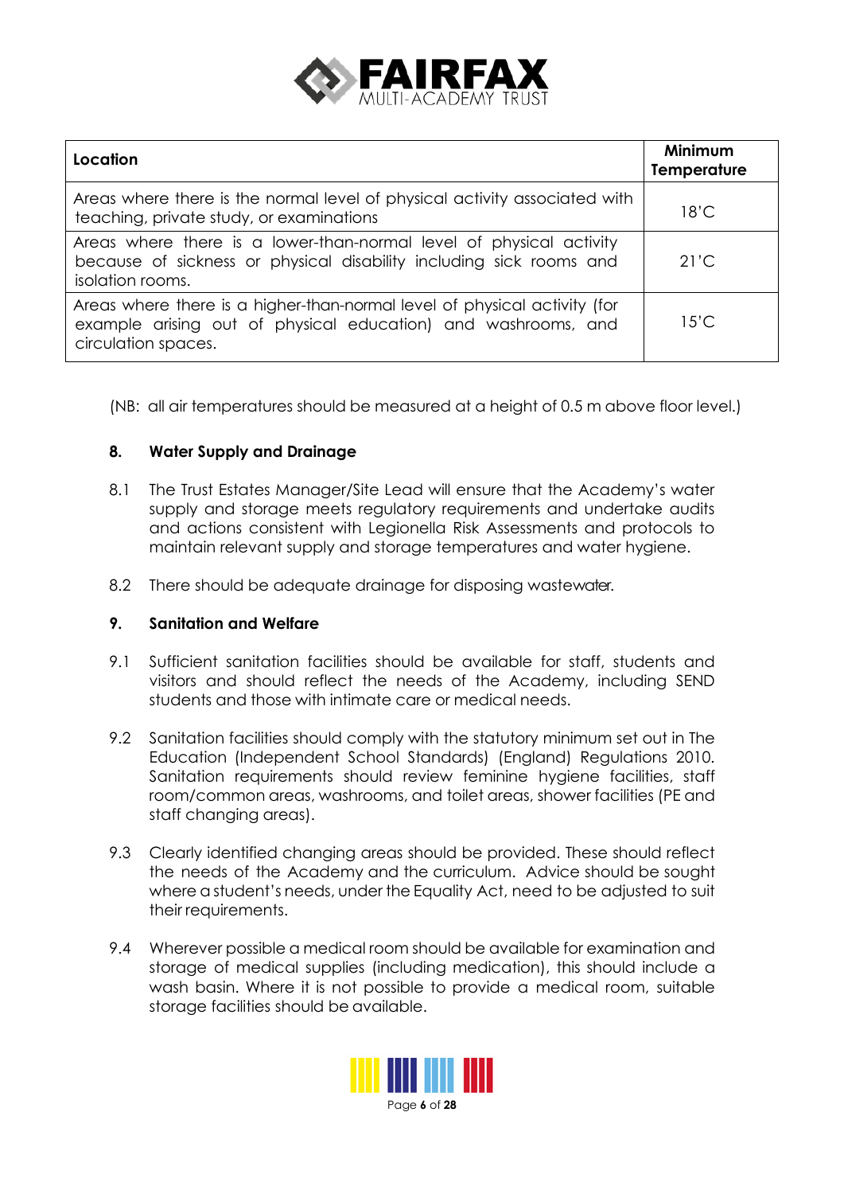| Location | Minimum Temperature |
| --- | --- |
| Areas where there is the normal level of physical activity associated with teaching, private study, or examinations | 18'C |
| Areas where there is a lower-than-normal level of physical activity because of sickness or physical disability including sick rooms and isolation rooms. | 21'C |
| Areas where there is a higher-than-normal level of physical activity (for example arising out of physical education) and washrooms, and circulation spaces. | 15'C |

(NB: all air temperatures should be measured at a height of 0.5 m above floor level.)

## 8. Water Supply and Drainage

8.1 The Trust Estates Manager/Site Lead will ensure that the Academy's water supply and storage meets regulatory requirements and undertake audits and actions consistent with Legionella Risk Assessments and protocols to maintain relevant supply and storage temperatures and water hygiene.

8.2 There should be adequate drainage for disposing wastewater.

## 9. Sanitation and Welfare

9.1 Sufficient sanitation facilities should be available for staff, students and visitors and should reflect the needs of the Academy, including SEND students and those with intimate care or medical needs.

9.2 Sanitation facilities should comply with the statutory minimum set out in The Education (Independent School Standards) (England) Regulations 2010. Sanitation requirements should review feminine hygiene facilities, staff room/common areas, washrooms, and toilet areas, shower facilities (PE and staff changing areas).

9.3 Clearly identified changing areas should be provided. These should reflect the needs of the Academy and the curriculum. Advice should be sought where a student's needs, under the Equality Act, need to be adjusted to suit their requirements.

9.4 Wherever possible a medical room should be available for examination and storage of medical supplies (including medication), this should include a wash basin. Where it is not possible to provide a medical room, suitable storage facilities should be available.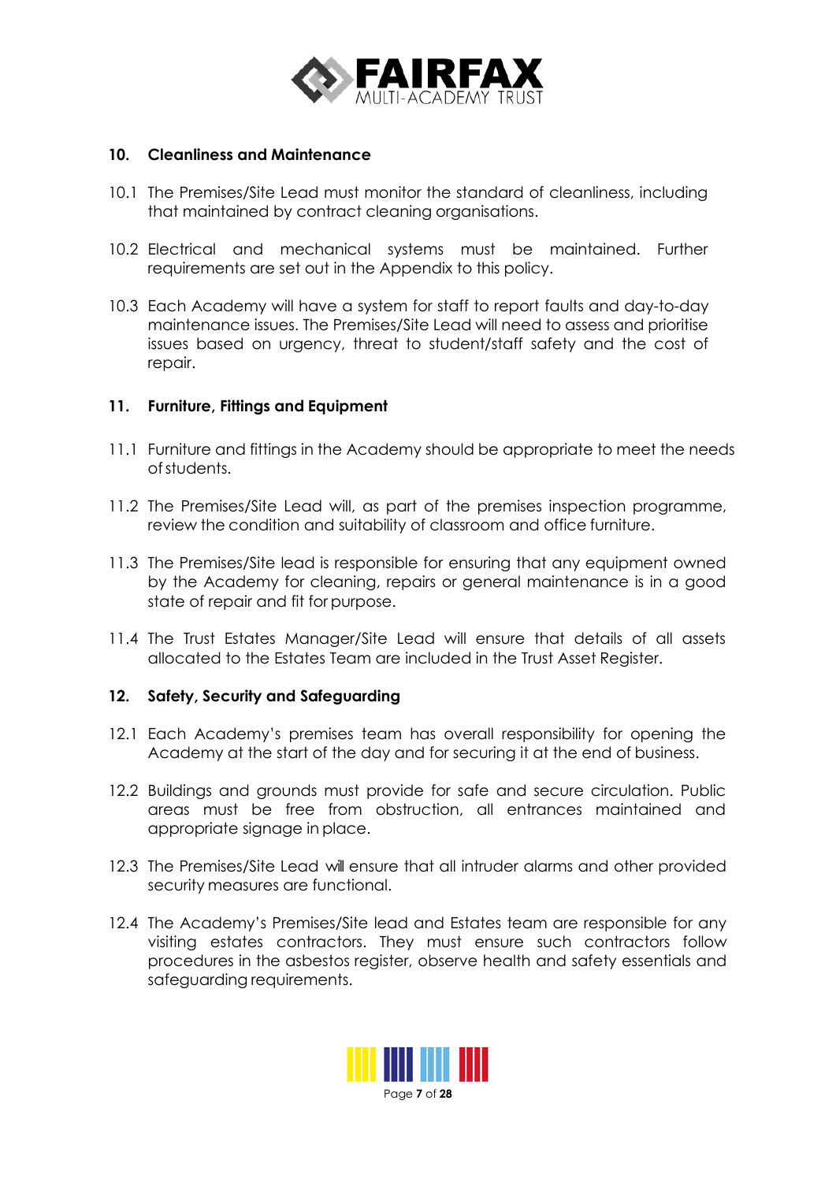## 10. Cleanliness and Maintenance

10.1 The Premises/Site Lead must monitor the standard of cleanliness, including that maintained by contract cleaning organisations.

10.2 Electrical and mechanical systems must be maintained. Further requirements are set out in the Appendix to this policy.

10.3 Each Academy will have a system for staff to report faults and day-to-day maintenance issues. The Premises/Site Lead will need to assess and prioritise issues based on urgency, threat to student/staff safety and the cost of repair.

## 11. Furniture, Fittings and Equipment

11.1 Furniture and fittings in the Academy should be appropriate to meet the needs of students.

11.2 The Premises/Site Lead will, as part of the premises inspection programme, review the condition and suitability of classroom and office furniture.

11.3 The Premises/Site lead is responsible for ensuring that any equipment owned by the Academy for cleaning, repairs or general maintenance is in a good state of repair and fit for purpose.

11.4 The Trust Estates Manager/Site Lead will ensure that details of all assets allocated to the Estates Team are included in the Trust Asset Register.

## 12. Safety, Security and Safeguarding

12.1 Each Academy's premises team has overall responsibility for opening the Academy at the start of the day and for securing it at the end of business.

12.2 Buildings and grounds must provide for safe and secure circulation. Public areas must be free from obstruction, all entrances maintained and appropriate signage in place.

12.3 The Premises/Site Lead will ensure that all intruder alarms and other provided security measures are functional.

12.4 The Academy's Premises/Site lead and Estates team are responsible for any visiting estates contractors. They must ensure such contractors follow procedures in the asbestos register, observe health and safety essentials and safeguarding requirements.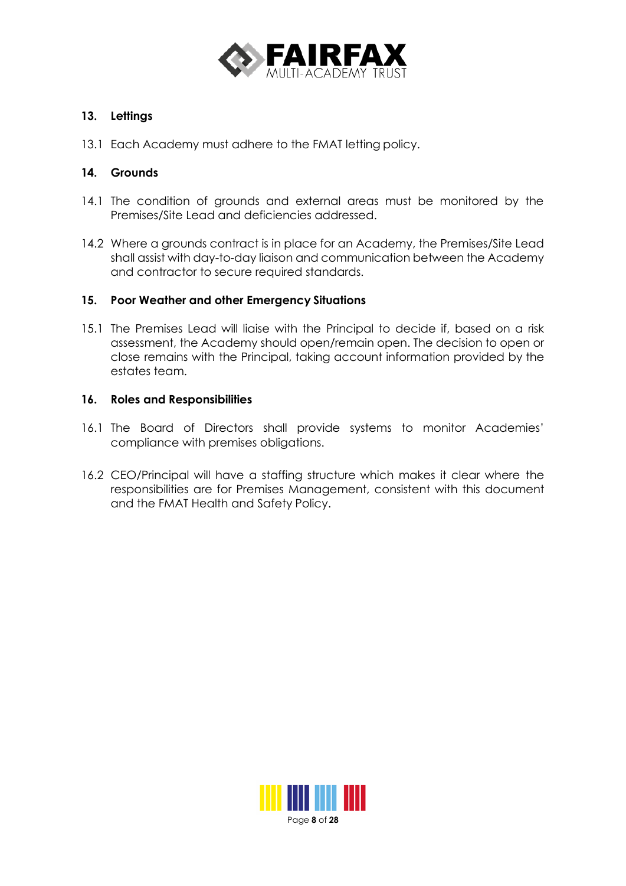## 13. Lettings

13.1 Each Academy must adhere to the FMAT letting policy.

## 14. Grounds

14.1 The condition of grounds and external areas must be monitored by the Premises/Site Lead and deficiencies addressed.

14.2 Where a grounds contract is in place for an Academy, the Premises/Site Lead shall assist with day-to-day liaison and communication between the Academy and contractor to secure required standards.

## 15. Poor Weather and other Emergency Situations

15.1 The Premises Lead will liaise with the Principal to decide if, based on a risk assessment, the Academy should open/remain open. The decision to open or close remains with the Principal, taking account information provided by the estates team.

## 16. Roles and Responsibilities

16.1 The Board of Directors shall provide systems to monitor Academies' compliance with premises obligations.

16.2 CEO/Principal will have a staffing structure which makes it clear where the responsibilities are for Premises Management, consistent with this document and the FMAT Health and Safety Policy.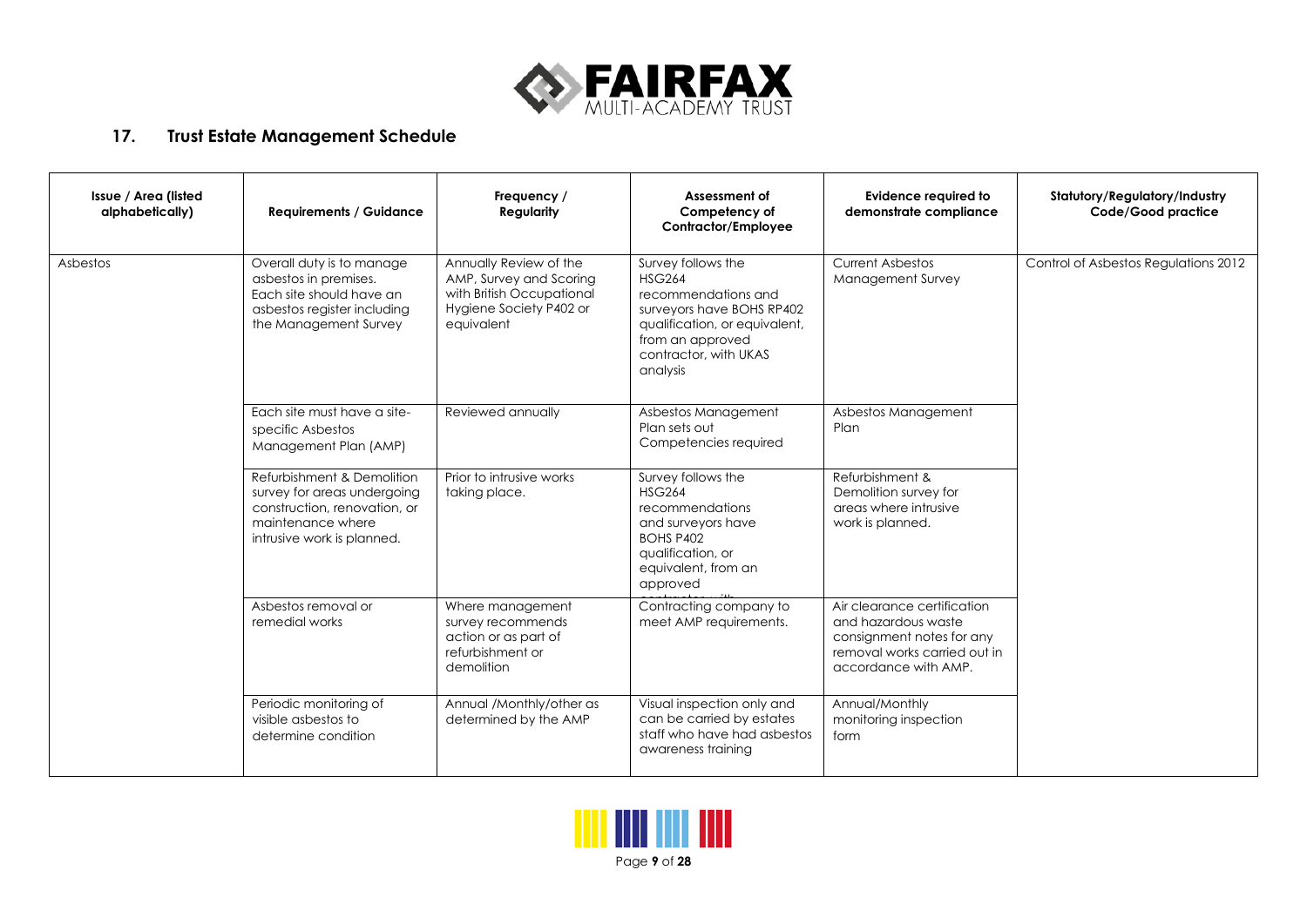## 17. Trust Estate Management Schedule

| Issue / Area (listed alphabetically) | Requirements / Guidance | Frequency / Regularity | Assessment of Competency of Contractor/Employee | Evidence required to demonstrate compliance | Statutory/Regulatory/Industry Code/Good practice |
|---|---|---|---|---|---|
| Asbestos | Overall duty is to manage asbestos in premises. Each site should have an asbestos register including the Management Survey | Annually Review of the AMP, Survey and Scoring with British Occupational Hygiene Society P402 or equivalent | Survey follows the HSG264 recommendations and surveyors have BOHS RP402 qualification, or equivalent, from an approved contractor, with UKAS analysis | Current Asbestos Management Survey | Control of Asbestos Regulations 2012 |
| | Each site must have a site-specific Asbestos Management Plan (AMP) | Reviewed annually | Asbestos Management Plan sets out Competencies required | Asbestos Management Plan | |
| | Refurbishment & Demolition survey for areas undergoing construction, renovation, or maintenance where intrusive work is planned. | Prior to intrusive works taking place. | Survey follows the HSG264 recommendations and surveyors have BOHS P402 qualification, or equivalent, from an approved contractor with | Refurbishment & Demolition survey for areas where intrusive work is planned. | |
| | Asbestos removal or remedial works | Where management survey recommends action or as part of refurbishment or demolition | Contracting company to meet AMP requirements. | Air clearance certification and hazardous waste consignment notes for any removal works carried out in accordance with AMP. | |
| | Periodic monitoring of visible asbestos to determine condition | Annual /Monthly/other as determined by the AMP | Visual inspection only and can be carried by estates staff who have had asbestos awareness training | Annual/Monthly monitoring inspection form | |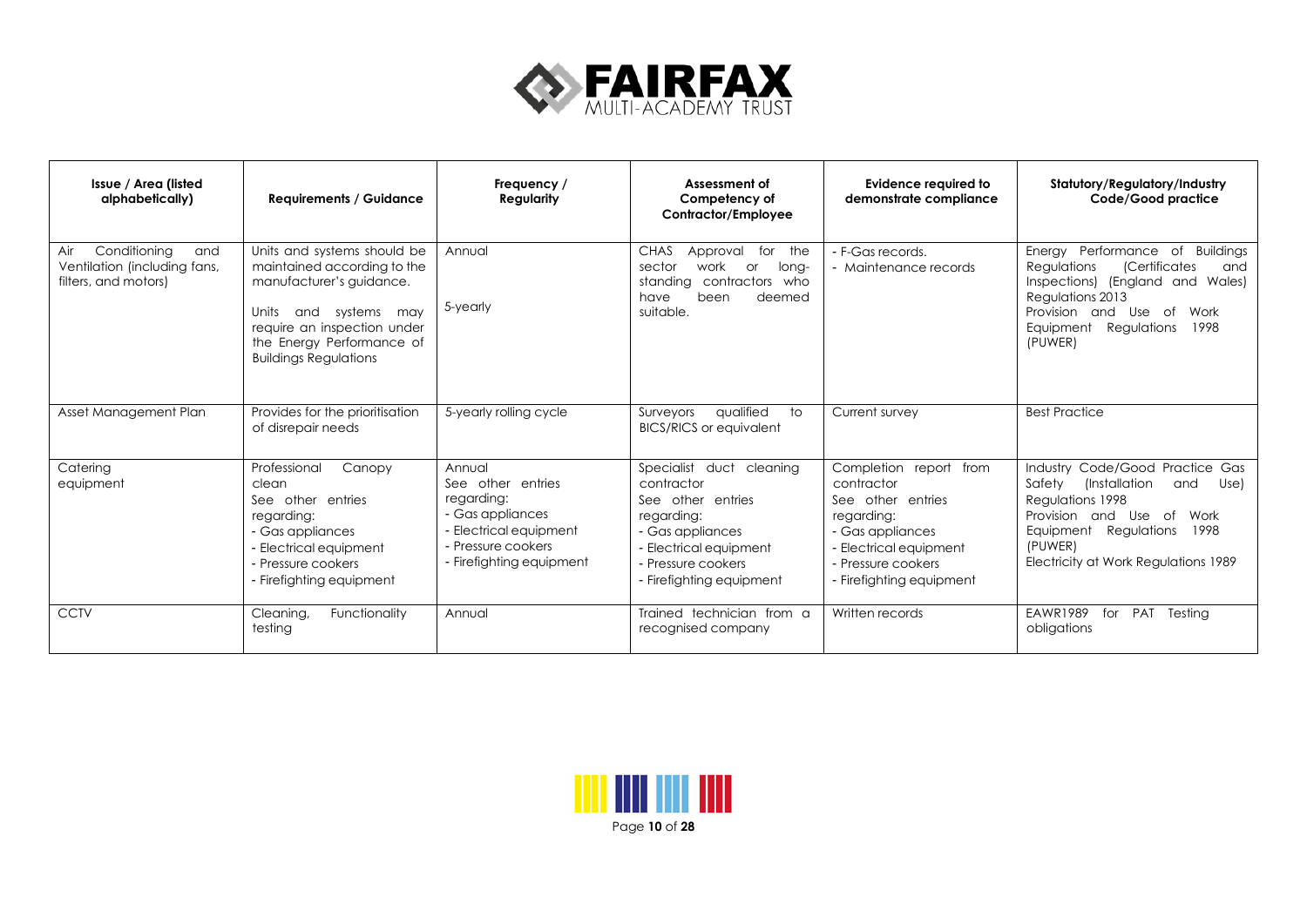| Issue / Area (listed alphabetically) | Requirements / Guidance | Frequency / Regularity | Assessment of Competency of Contractor/Employee | Evidence required to demonstrate compliance | Statutory/Regulatory/Industry Code/Good practice |
|---|---|---|---|---|---|
| Air Conditioning and Ventilation (including fans, filters, and motors) | Units and systems should be maintained according to the manufacturer's guidance.<br><br>Units and systems may require an inspection under the Energy Performance of Buildings Regulations | Annual<br><br>5-yearly | CHAS Approval for the sector work or long-standing contractors who have been deemed suitable. | - F-Gas records.<br>- Maintenance records | Energy Performance of Buildings Regulations (Certificates and Inspections) (England and Wales) Regulations 2013<br>Provision and Use of Work Equipment Regulations 1998 (PUWER) |
| Asset Management Plan | Provides for the prioritisation of disrepair needs | 5-yearly rolling cycle | Surveyors qualified to BICS/RICS or equivalent | Current survey | Best Practice |
| Catering equipment | Professional Canopy clean<br>See other entries regarding:<br>- Gas appliances<br>- Electrical equipment<br>- Pressure cookers<br>- Firefighting equipment | Annual<br>See other entries regarding:<br>- Gas appliances<br>- Electrical equipment<br>- Pressure cookers<br>- Firefighting equipment | Specialist duct cleaning contractor<br>See other entries regarding:<br>- Gas appliances<br>- Electrical equipment<br>- Pressure cookers<br>- Firefighting equipment | Completion report from contractor<br>See other entries regarding:<br>- Gas appliances<br>- Electrical equipment<br>- Pressure cookers<br>- Firefighting equipment | Industry Code/Good Practice Gas Safety (Installation and Use) Regulations 1998<br>Provision and Use of Work Equipment Regulations 1998 (PUWER)<br>Electricity at Work Regulations 1989 |
| CCTV | Cleaning, Functionality testing | Annual | Trained technician from a recognised company | Written records | EAWR1989 for PAT Testing obligations |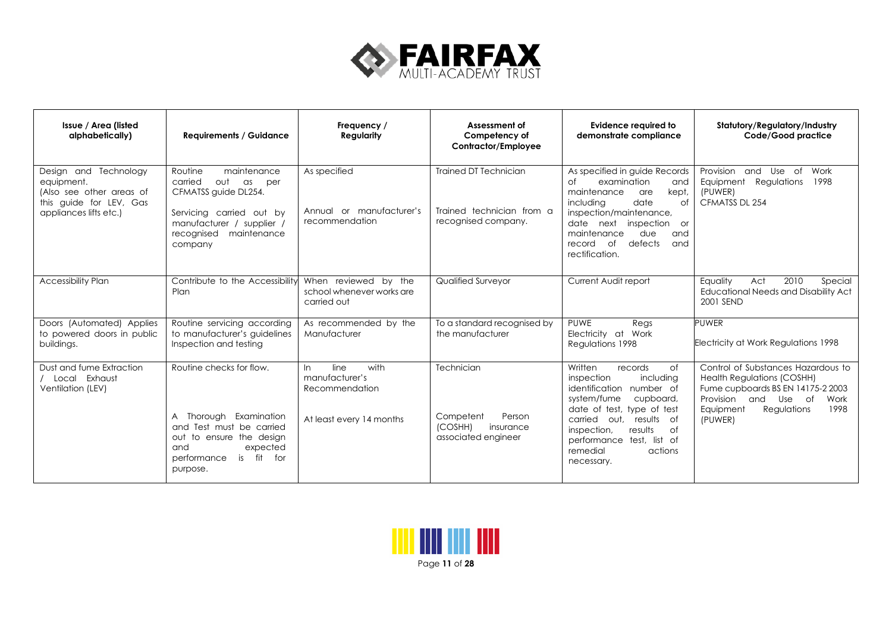| Issue / Area (listed alphabetically) | Requirements / Guidance | Frequency / Regularity | Assessment of Competency of Contractor/Employee | Evidence required to demonstrate compliance | Statutory/Regulatory/Industry Code/Good practice |
|---|---|---|---|---|---|
| Design and Technology equipment. (Also see other areas of this guide for LEV, Gas appliances lifts etc.) | Routine maintenance carried out as per CFMATSS guide DL254.<br><br>Servicing carried out by manufacturer / supplier / recognised maintenance company | As specified<br><br>Annual or manufacturer's recommendation | Trained DT Technician<br><br>Trained technician from a recognised company. | As specified in guide Records of examination and maintenance are kept, including date of inspection/maintenance, date next inspection or maintenance due and record of defects and rectification. | Provision and Use of Work Equipment Regulations 1998 (PUWER)<br>CFMATSS DL 254 |
| Accessibility Plan | Contribute to the Accessibility Plan | When reviewed by the school whenever works are carried out | Qualified Surveyor | Current Audit report | Equality Act 2010 Special Educational Needs and Disability Act 2001 SEND |
| Doors (Automated) Applies to powered doors in public buildings. | Routine servicing according to manufacturer's guidelines Inspection and testing | As recommended by the Manufacturer | To a standard recognised by the manufacturer | PUWE Regs<br>Electricity at Work Regulations 1998 | PUWER<br><br>Electricity at Work Regulations 1998 |
| Dust and fume Extraction / Local Exhaust Ventilation (LEV) | Routine checks for flow.<br><br>A Thorough Examination and Test must be carried out to ensure the design and expected performance is fit for purpose. | In line with manufacturer's Recommendation<br><br>At least every 14 months | Technician<br><br>Competent Person (COSHH) insurance associated engineer | Written records of inspection including identification number of system/fume cupboard, date of test, type of test carried out, results of inspection, results of performance test, list of remedial actions necessary. | Control of Substances Hazardous to Health Regulations (COSHH)<br>Fume cupboards BS EN 14175-2 2003<br>Provision and Use of Work Equipment Regulations 1998 (PUWER) |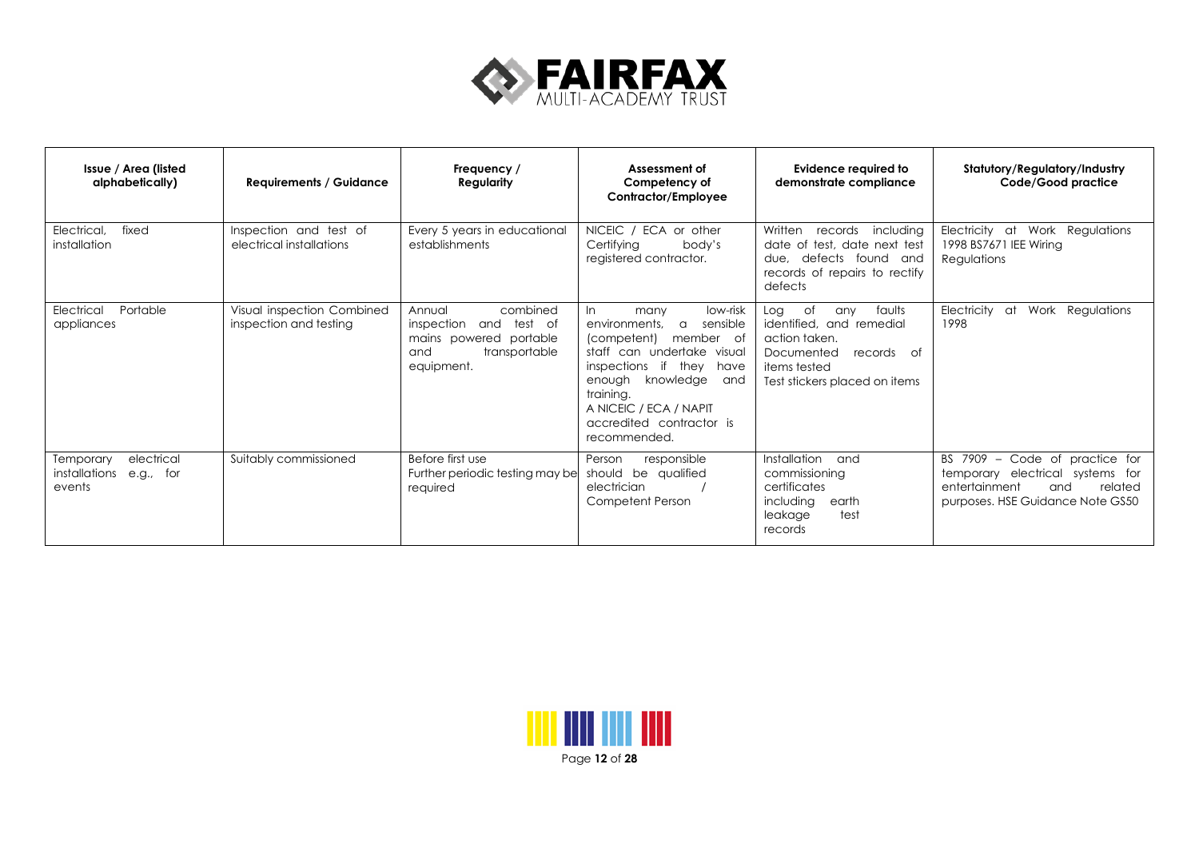| Issue / Area (listed alphabetically) | Requirements / Guidance | Frequency / Regularity | Assessment of Competency of Contractor/Employee | Evidence required to demonstrate compliance | Statutory/Regulatory/Industry Code/Good practice |
|---|---|---|---|---|---|
| Electrical, fixed installation | Inspection and test of electrical installations | Every 5 years in educational establishments | NICEIC / ECA or other Certifying body's registered contractor. | Written records including date of test, date next test due, defects found and records of repairs to rectify defects | Electricity at Work Regulations 1998 BS7671 IEE Wiring Regulations |
| Electrical Portable appliances | Visual inspection Combined inspection and testing | Annual combined inspection and test of mains powered portable and transportable equipment. | In many low-risk environments, a sensible (competent) member of staff can undertake visual inspections if they have enough knowledge and training.<br>A NICEIC / ECA / NAPIT accredited contractor is recommended. | Log of any faults identified, and remedial action taken.<br>Documented records of items tested<br>Test stickers placed on items | Electricity at Work Regulations 1998 |
| Temporary electrical installations e.g., for events | Suitably commissioned | Before first use<br>Further periodic testing may be required | Person responsible should be qualified electrician / Competent Person | Installation and commissioning certificates including earth leakage test records | BS 7909 – Code of practice for temporary electrical systems for entertainment and related purposes. HSE Guidance Note GS50 |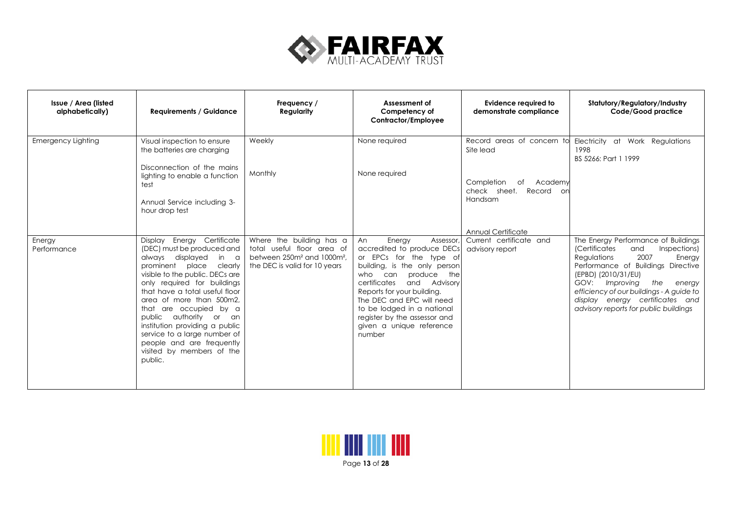| Issue / Area (listed alphabetically) | Requirements / Guidance | Frequency / Regularity | Assessment of Competency of Contractor/Employee | Evidence required to demonstrate compliance | Statutory/Regulatory/Industry Code/Good practice |
|---|---|---|---|---|---|
| Emergency Lighting | Visual inspection to ensure the batteries are charging<br><br>Disconnection of the mains lighting to enable a function test<br><br>Annual Service including 3-hour drop test | Weekly<br><br>Monthly | None required<br><br>None required | Record areas of concern to Site lead<br><br>Completion of Academy check sheet. Record on Handsam<br><br>Annual Certificate | Electricity at Work Regulations 1998<br>BS 5266: Part 1 1999 |
| Energy Performance | Display Energy Certificate (DEC) must be produced and always displayed in a prominent place clearly visible to the public. DECs are only required for buildings that have a total useful floor area of more than 500m2, that are occupied by a public authority or an institution providing a public service to a large number of people and are frequently visited by members of the public. | Where the building has a total useful floor area of between 250m² and 1000m², the DEC is valid for 10 years | An Energy Assessor, accredited to produce DECs or EPCs for the type of building, is the only person who can produce the certificates and Advisory Reports for your building.<br>The DEC and EPC will need to be lodged in a national register by the assessor and given a unique reference number | Current certificate and advisory report | The Energy Performance of Buildings (Certificates and Inspections) Regulations 2007 Energy Performance of Buildings Directive (EPBD) (2010/31/EU)<br>GOV: *Improving the energy efficiency of our buildings - A guide to display energy certificates and advisory reports for public buildings* |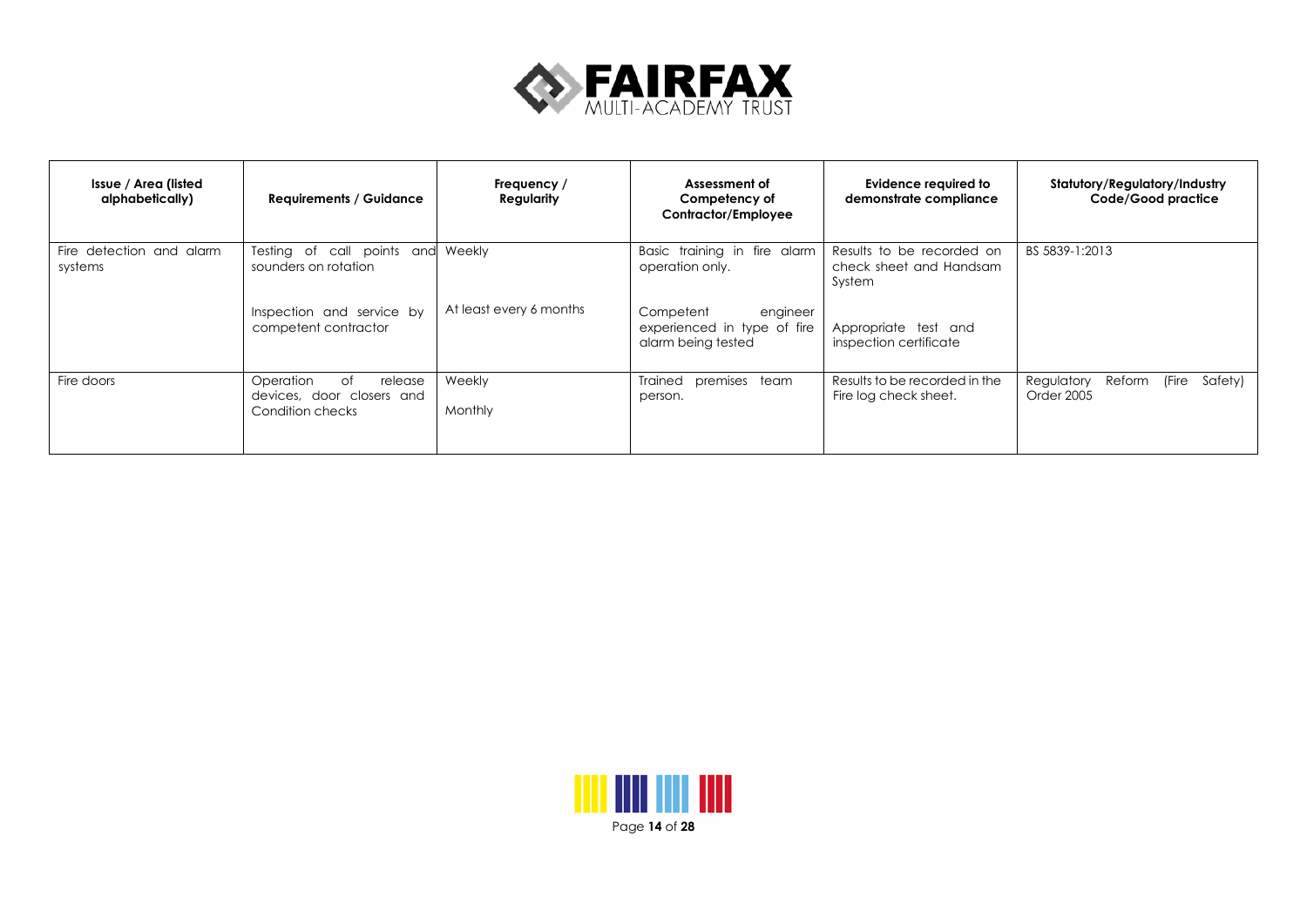| Issue / Area (listed alphabetically) | Requirements / Guidance | Frequency / Regularity | Assessment of Competency of Contractor/Employee | Evidence required to demonstrate compliance | Statutory/Regulatory/Industry Code/Good practice |
|---|---|---|---|---|---|
| Fire detection and alarm systems | Testing of call points and sounders on rotation<br><br>Inspection and service by competent contractor | Weekly<br><br>At least every 6 months | Basic training in fire alarm operation only.<br><br>Competent engineer experienced in type of fire alarm being tested | Results to be recorded on check sheet and Handsam System<br><br>Appropriate test and inspection certificate | BS 5839-1:2013 |
| Fire doors | Operation of release devices, door closers and Condition checks | Weekly<br><br>Monthly | Trained premises team person. | Results to be recorded in the Fire log check sheet. | Regulatory Reform (Fire Safety) Order 2005 |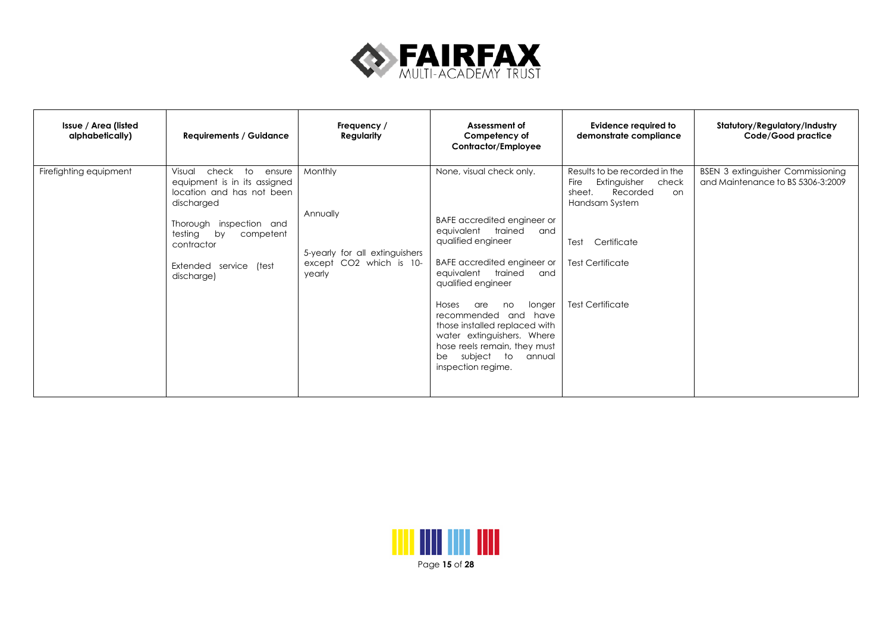| Issue / Area (listed alphabetically) | Requirements / Guidance | Frequency / Regularity | Assessment of Competency of Contractor/Employee | Evidence required to demonstrate compliance | Statutory/Regulatory/Industry Code/Good practice |
|---|---|---|---|---|---|
| Firefighting equipment | Visual check to ensure equipment is in its assigned location and has not been discharged<br><br>Thorough inspection and testing by competent contractor<br><br>Extended service (test discharge) | Monthly<br><br>Annually<br><br>5-yearly for all extinguishers except $CO_2$ which is 10-yearly | None, visual check only.<br><br>BAFE accredited engineer or equivalent trained and qualified engineer<br><br>BAFE accredited engineer or equivalent trained and qualified engineer<br><br>Hoses are no longer recommended and have those installed replaced with water extinguishers. Where hose reels remain, they must be subject to annual inspection regime. | Results to be recorded in the Fire Extinguisher check sheet. Recorded on Handsam System<br><br>Test Certificate<br><br>Test Certificate<br><br>Test Certificate | BSEN 3 extinguisher Commissioning and Maintenance to BS 5306-3:2009 |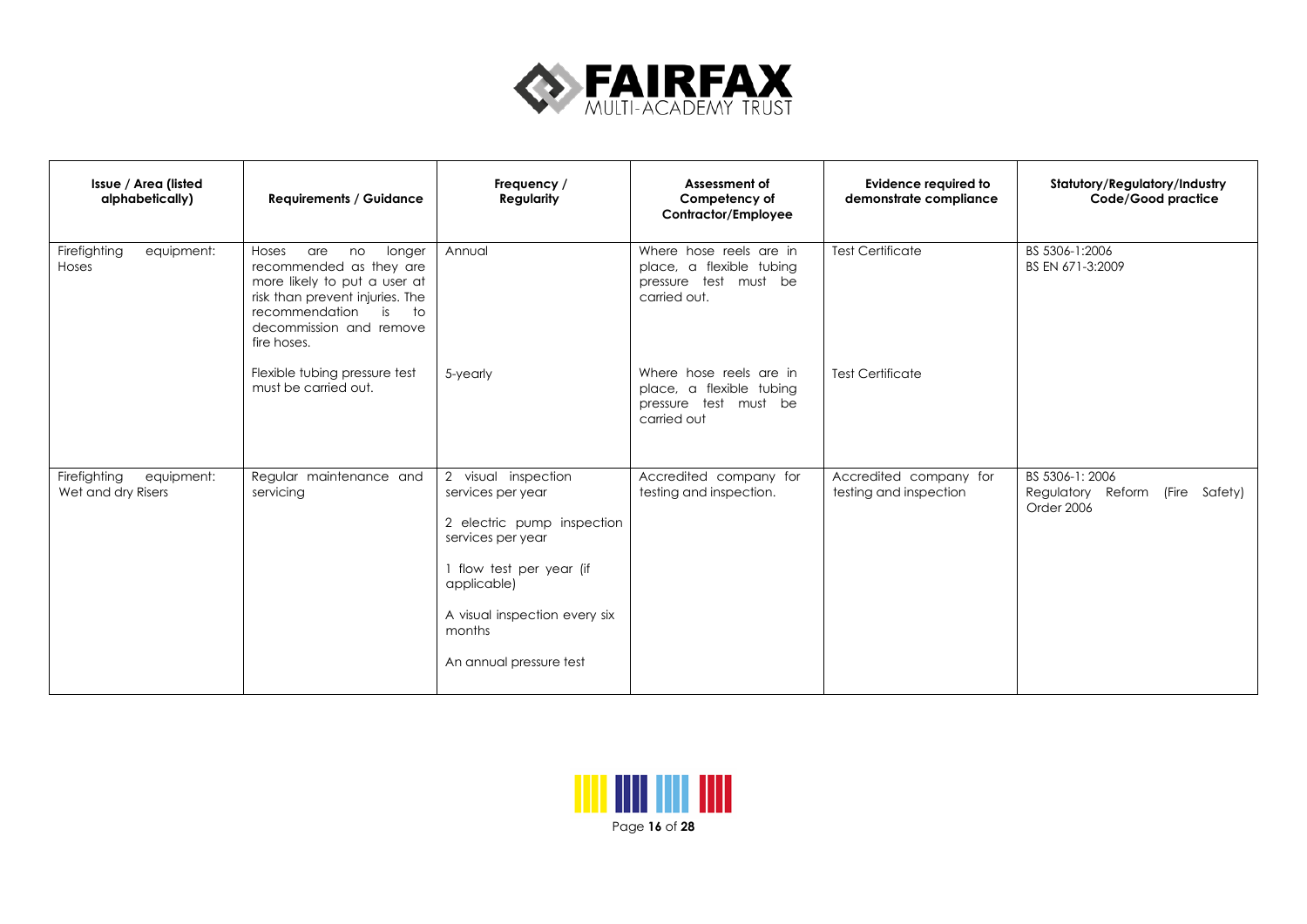| Issue / Area (listed alphabetically) | Requirements / Guidance | Frequency / Regularity | Assessment of Competency of Contractor/Employee | Evidence required to demonstrate compliance | Statutory/Regulatory/Industry Code/Good practice |
|---|---|---|---|---|---|
| Firefighting equipment: Hoses | Hoses are no longer recommended as they are more likely to put a user at risk than prevent injuries. The recommendation is to decommission and remove fire hoses. | Annual | Where hose reels are in place, a flexible tubing pressure test must be carried out. | Test Certificate | BS 5306-1:2006<br>BS EN 671-3:2009 |
| | Flexible tubing pressure test must be carried out. | 5-yearly | Where hose reels are in place, a flexible tubing pressure test must be carried out | Test Certificate | |
| Firefighting equipment: Wet and dry Risers | Regular maintenance and servicing | 2 visual inspection services per year<br><br>2 electric pump inspection services per year<br><br>1 flow test per year (if applicable)<br><br>A visual inspection every six months<br><br>An annual pressure test | Accredited company for testing and inspection. | Accredited company for testing and inspection | BS 5306-1: 2006<br>Regulatory Reform (Fire Safety) Order 2006 |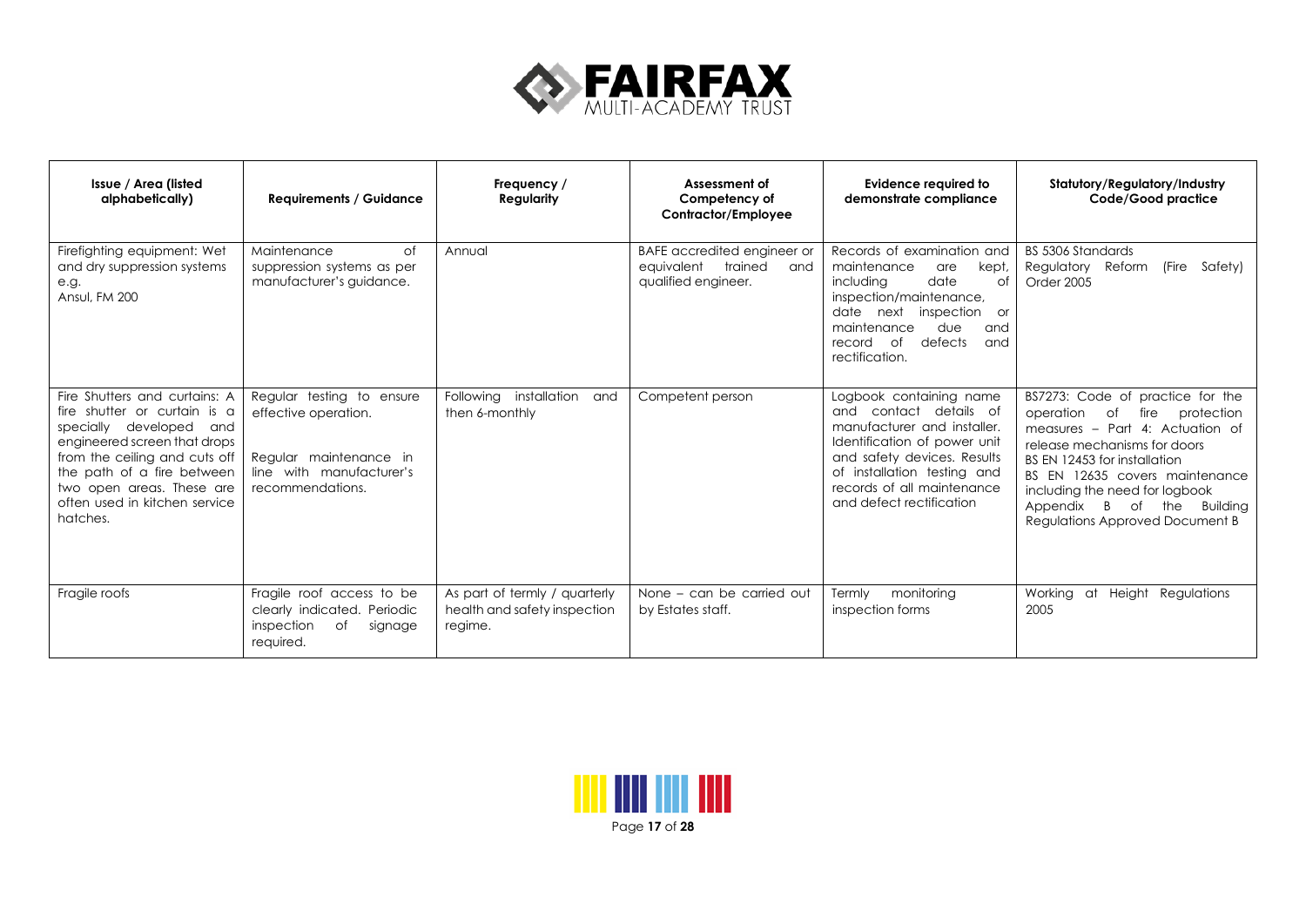| Issue / Area (listed alphabetically) | Requirements / Guidance | Frequency / Regularity | Assessment of Competency of Contractor/Employee | Evidence required to demonstrate compliance | Statutory/Regulatory/Industry Code/Good practice |
|---|---|---|---|---|---|
| Firefighting equipment: Wet and dry suppression systems e.g. Ansul, FM 200 | Maintenance of suppression systems as per manufacturer's guidance. | Annual | BAFE accredited engineer or equivalent trained and qualified engineer. | Records of examination and maintenance are kept, including date of inspection/maintenance, date next inspection or maintenance due and record of defects and rectification. | BS 5306 Standards<br>Regulatory Reform (Fire Safety) Order 2005 |
| Fire Shutters and curtains: A fire shutter or curtain is a specially developed and engineered screen that drops from the ceiling and cuts off the path of a fire between two open areas. These are often used in kitchen service hatches. | Regular testing to ensure effective operation.<br><br>Regular maintenance in line with manufacturer's recommendations. | Following installation and then 6-monthly | Competent person | Logbook containing name and contact details of manufacturer and installer. Identification of power unit and safety devices. Results of installation testing and records of all maintenance and defect rectification | BS7273: Code of practice for the operation of fire protection measures – Part 4: Actuation of release mechanisms for doors<br>BS EN 12453 for installation<br>BS EN 12635 covers maintenance including the need for logbook<br>Appendix B of the Building Regulations Approved Document B |
| Fragile roofs | Fragile roof access to be clearly indicated. Periodic inspection of signage required. | As part of termly / quarterly health and safety inspection regime. | None – can be carried out by Estates staff. | Termly monitoring inspection forms | Working at Height Regulations 2005 |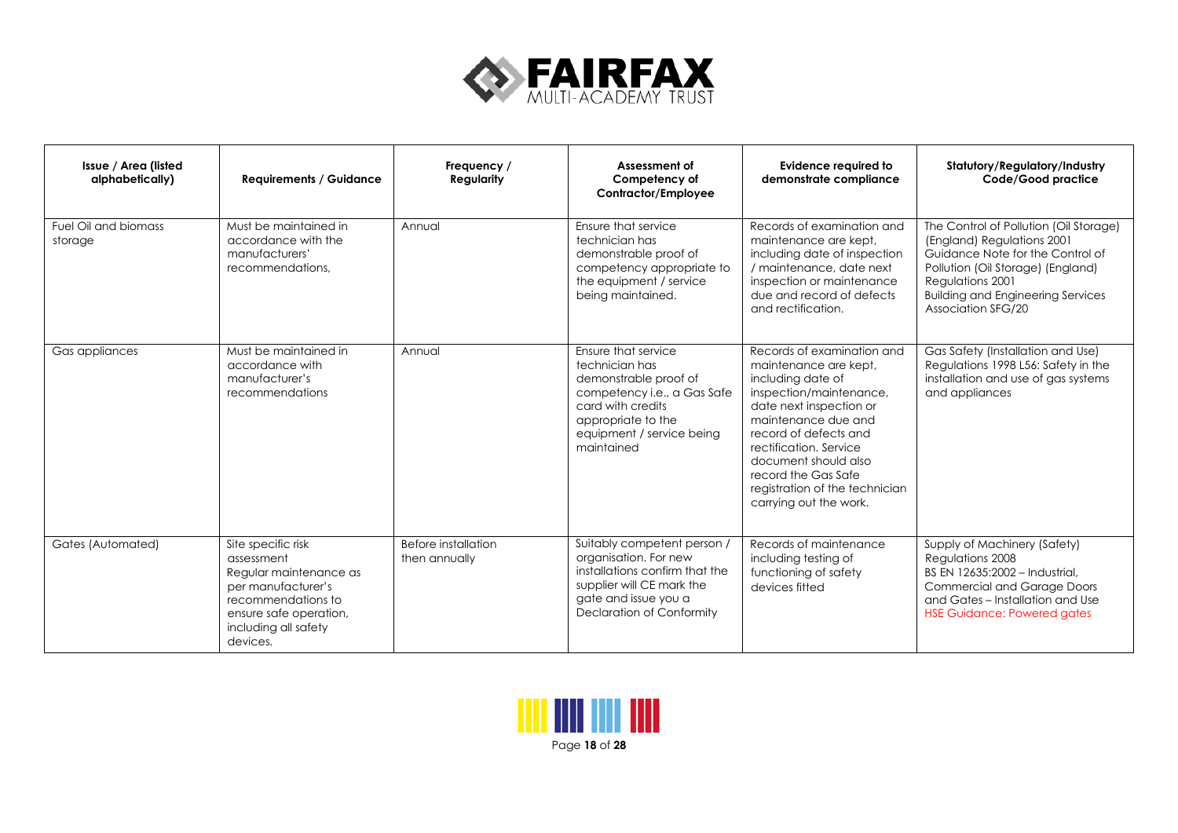| Issue / Area (listed alphabetically) | Requirements / Guidance | Frequency / Regularity | Assessment of Competency of Contractor/Employee | Evidence required to demonstrate compliance | Statutory/Regulatory/Industry Code/Good practice |
|---|---|---|---|---|---|
| Fuel Oil and biomass storage | Must be maintained in accordance with the manufacturers' recommendations, | Annual | Ensure that service technician has demonstrable proof of competency appropriate to the equipment / service being maintained. | Records of examination and maintenance are kept, including date of inspection / maintenance, date next inspection or maintenance due and record of defects and rectification. | The Control of Pollution (Oil Storage) (England) Regulations 2001<br>Guidance Note for the Control of Pollution (Oil Storage) (England) Regulations 2001<br>Building and Engineering Services Association SFG/20 |
| Gas appliances | Must be maintained in accordance with manufacturer's recommendations | Annual | Ensure that service technician has demonstrable proof of competency i.e., a Gas Safe card with credits appropriate to the equipment / service being maintained | Records of examination and maintenance are kept, including date of inspection/maintenance, date next inspection or maintenance due and record of defects and rectification. Service document should also record the Gas Safe registration of the technician carrying out the work. | Gas Safety (Installation and Use) Regulations 1998 L56: Safety in the installation and use of gas systems and appliances |
| Gates (Automated) | Site specific risk assessment<br>Regular maintenance as per manufacturer's recommendations to ensure safe operation, including all safety devices. | Before installation then annually | Suitably competent person / organisation. For new installations confirm that the supplier will CE mark the gate and issue you a Declaration of Conformity | Records of maintenance including testing of functioning of safety devices fitted | Supply of Machinery (Safety) Regulations 2008<br>BS EN 12635:2002 – Industrial, Commercial and Garage Doors and Gates – Installation and Use<br>HSE Guidance: Powered gates |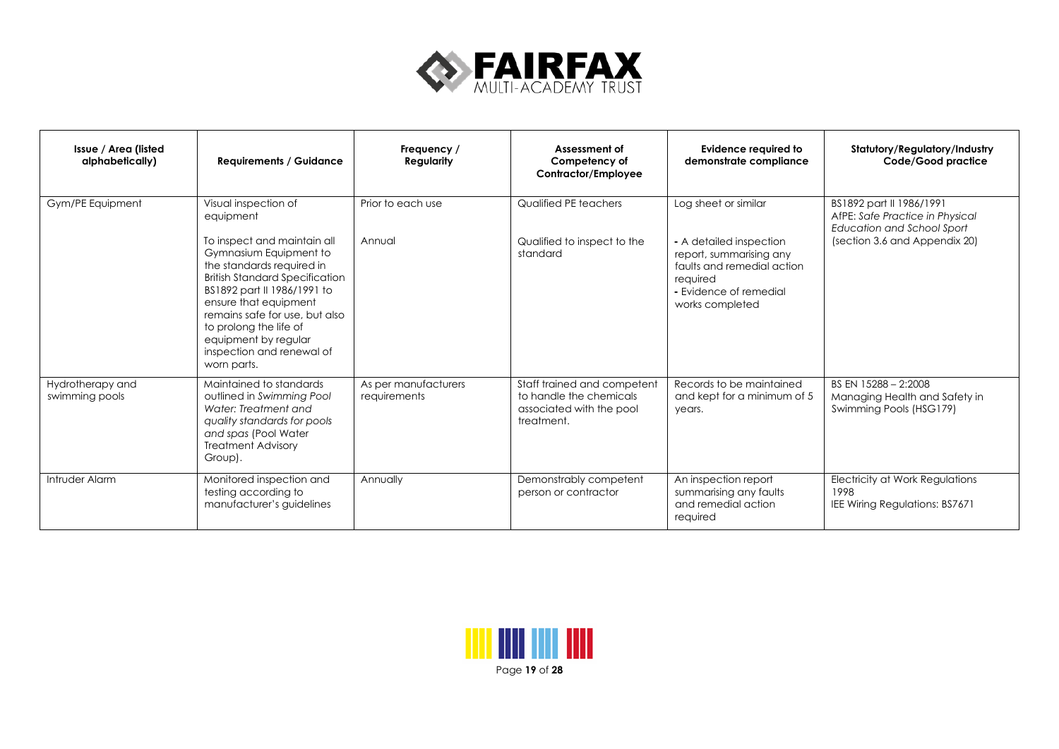| Issue / Area (listed alphabetically) | Requirements / Guidance | Frequency / Regularity | Assessment of Competency of Contractor/Employee | Evidence required to demonstrate compliance | Statutory/Regulatory/Industry Code/Good practice |
|---|---|---|---|---|---|
| Gym/PE Equipment | Visual inspection of equipment<br><br>To inspect and maintain all Gymnasium Equipment to the standards required in British Standard Specification BS1892 part II 1986/1991 to ensure that equipment remains safe for use, but also to prolong the life of equipment by regular inspection and renewal of worn parts. | Prior to each use<br><br>Annual | Qualified PE teachers<br><br>Qualified to inspect to the standard | Log sheet or similar<br><br>- A detailed inspection report, summarising any faults and remedial action required<br>- Evidence of remedial works completed | BS1892 part II 1986/1991<br>AfPE: *Safe Practice in Physical Education and School Sport* (section 3.6 and Appendix 20) |
| Hydrotherapy and swimming pools | Maintained to standards outlined in *Swimming Pool Water: Treatment and quality standards for pools and spas* (Pool Water Treatment Advisory Group). | As per manufacturers requirements | Staff trained and competent to handle the chemicals associated with the pool treatment. | Records to be maintained and kept for a minimum of 5 years. | BS EN 15288 – 2:2008<br>Managing Health and Safety in Swimming Pools (HSG179) |
| Intruder Alarm | Monitored inspection and testing according to manufacturer's guidelines | Annually | Demonstrably competent person or contractor | An inspection report summarising any faults and remedial action required | Electricity at Work Regulations 1998<br>IEE Wiring Regulations: BS7671 |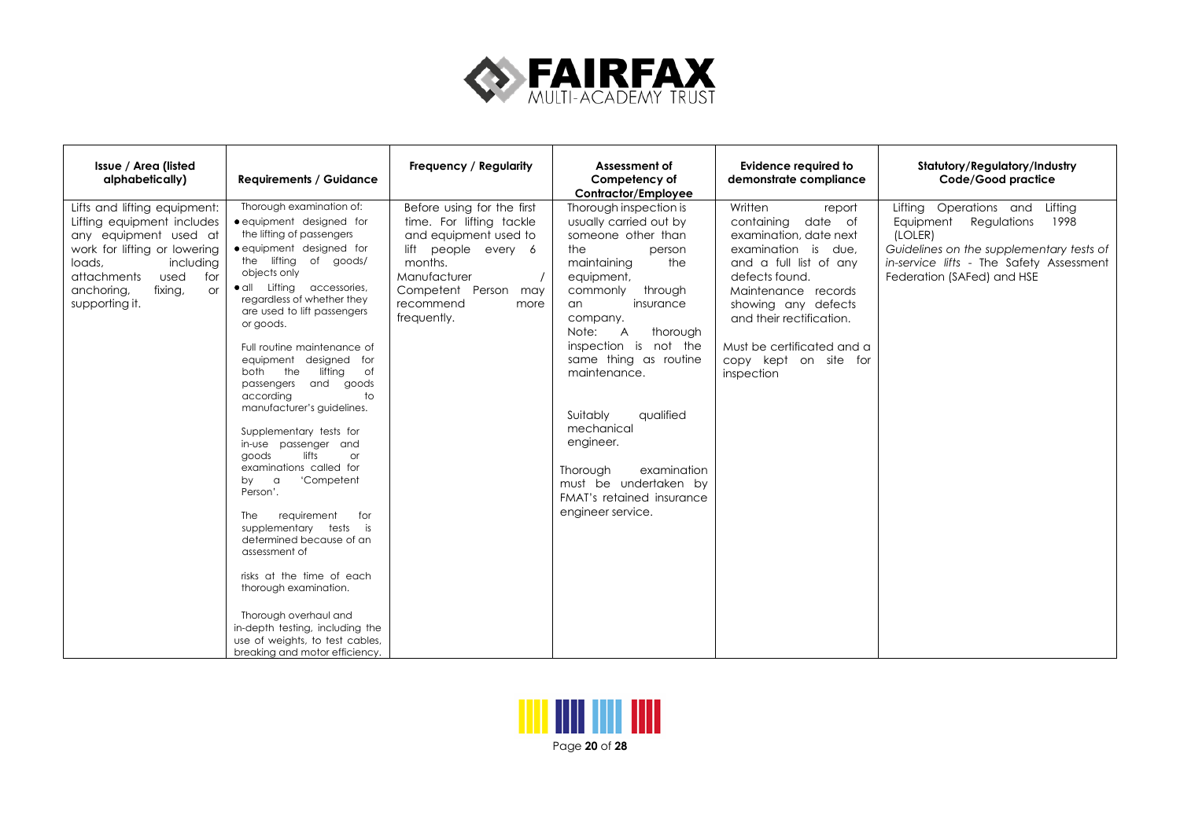| Issue / Area (listed alphabetically) | Requirements / Guidance | Frequency / Regularity | Assessment of Competency of Contractor/Employee | Evidence required to demonstrate compliance | Statutory/Regulatory/Industry Code/Good practice |
|---|---|---|---|---|---|
| Lifts and lifting equipment: Lifting equipment includes any equipment used at work for lifting or lowering loads, including attachments used for anchoring, fixing, or supporting it. | Thorough examination of:<br>• equipment designed for the lifting of passengers<br>• equipment designed for the lifting of goods/ objects only<br>• all Lifting accessories, regardless of whether they are used to lift passengers or goods.<br><br>Full routine maintenance of equipment designed for both the lifting of passengers and goods according to manufacturer's guidelines.<br><br>Supplementary tests for in-use passenger and goods lifts or examinations called for by a 'Competent Person'.<br><br>The requirement for supplementary tests is determined because of an assessment of<br><br>risks at the time of each thorough examination.<br><br>Thorough overhaul and in-depth testing, including the use of weights, to test cables, breaking and motor efficiency. | Before using for the first time. For lifting tackle and equipment used to lift people every 6 months.<br>Manufacturer / Competent Person may recommend more frequently. | Thorough inspection is usually carried out by someone other than the person maintaining the equipment, commonly through an insurance company.<br>Note: A thorough inspection is not the same thing as routine maintenance.<br><br>Suitably qualified mechanical engineer.<br><br>Thorough examination must be undertaken by FMAT's retained insurance engineer service. | Written report containing date of examination, date next examination is due, and a full list of any defects found.<br>Maintenance records showing any defects and their rectification.<br><br>Must be certificated and a copy kept on site for inspection | Lifting Operations and Lifting Equipment Regulations 1998 (LOLER)<br>*Guidelines on the supplementary tests of in-service lifts* - The Safety Assessment Federation (SAFed) and HSE |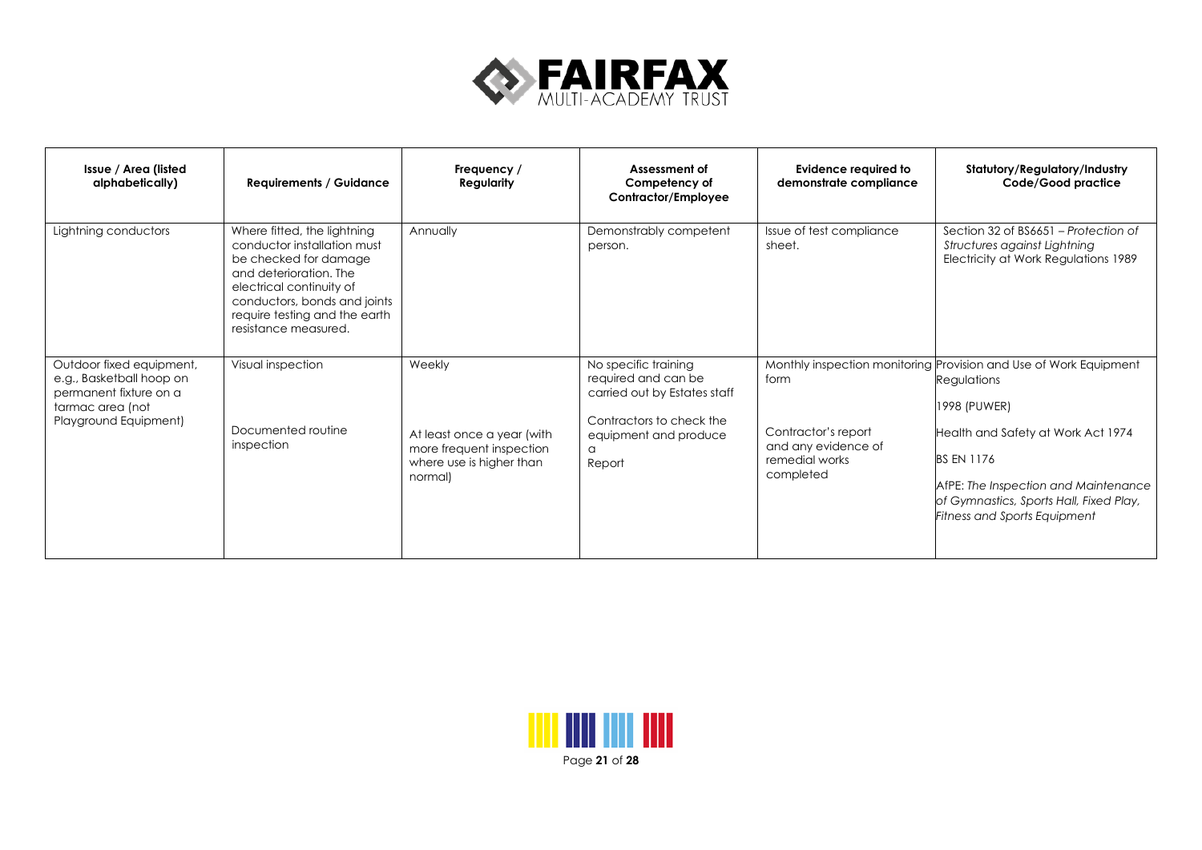| Issue / Area (listed alphabetically) | Requirements / Guidance | Frequency / Regularity | Assessment of Competency of Contractor/Employee | Evidence required to demonstrate compliance | Statutory/Regulatory/Industry Code/Good practice |
|---|---|---|---|---|---|
| Lightning conductors | Where fitted, the lightning conductor installation must be checked for damage and deterioration. The electrical continuity of conductors, bonds and joints require testing and the earth resistance measured. | Annually | Demonstrably competent person. | Issue of test compliance sheet. | Section 32 of BS6651 – *Protection of Structures against Lightning* Electricity at Work Regulations 1989 |
| Outdoor fixed equipment, e.g., Basketball hoop on permanent fixture on a tarmac area (not Playground Equipment) | Visual inspection<br><br>Documented routine inspection | Weekly<br><br>At least once a year (with more frequent inspection where use is higher than normal) | No specific training required and can be carried out by Estates staff<br><br>Contractors to check the equipment and produce a Report | Monthly inspection monitoring form<br><br>Contractor's report and any evidence of remedial works completed | Provision and Use of Work Equipment Regulations<br><br>1998 (PUWER)<br><br>Health and Safety at Work Act 1974<br><br>BS EN 1176<br><br>AfPE: *The Inspection and Maintenance of Gymnastics, Sports Hall, Fixed Play, Fitness and Sports Equipment* |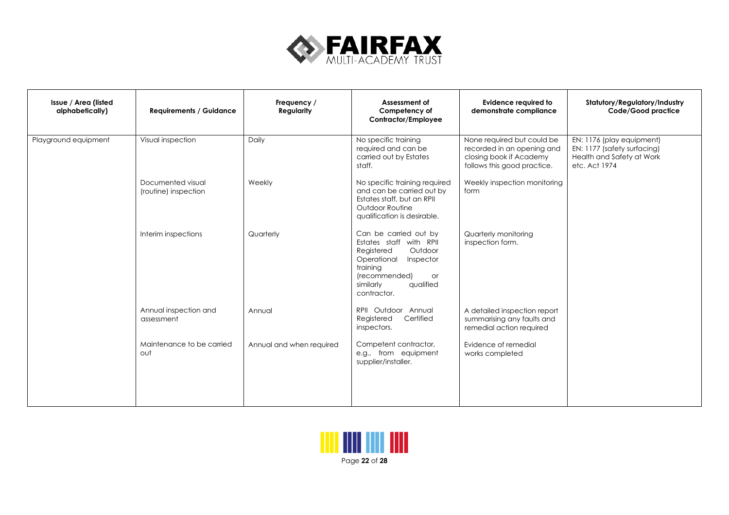| Issue / Area (listed alphabetically) | Requirements / Guidance | Frequency / Regularity | Assessment of Competency of Contractor/Employee | Evidence required to demonstrate compliance | Statutory/Regulatory/Industry Code/Good practice |
|---|---|---|---|---|---|
| Playground equipment | Visual inspection | Daily | No specific training required and can be carried out by Estates staff. | None required but could be recorded in an opening and closing book if Academy follows this good practice. | EN: 1176 (play equipment) EN: 1177 (safety surfacing) Health and Safety at Work etc. Act 1974 |
| | Documented visual (routine) inspection | Weekly | No specific training required and can be carried out by Estates staff, but an RPII Outdoor Routine qualification is desirable. | Weekly inspection monitoring form | |
| | Interim inspections | Quarterly | Can be carried out by Estates staff with RPII Registered Outdoor Operational Inspector training (recommended) or similarly qualified contractor. | Quarterly monitoring inspection form. | |
| | Annual inspection and assessment | Annual | RPII Outdoor Annual Registered Certified inspectors. | A detailed inspection report summarising any faults and remedial action required | |
| | Maintenance to be carried out | Annual and when required | Competent contractor, e.g., from equipment supplier/installer. | Evidence of remedial works completed | |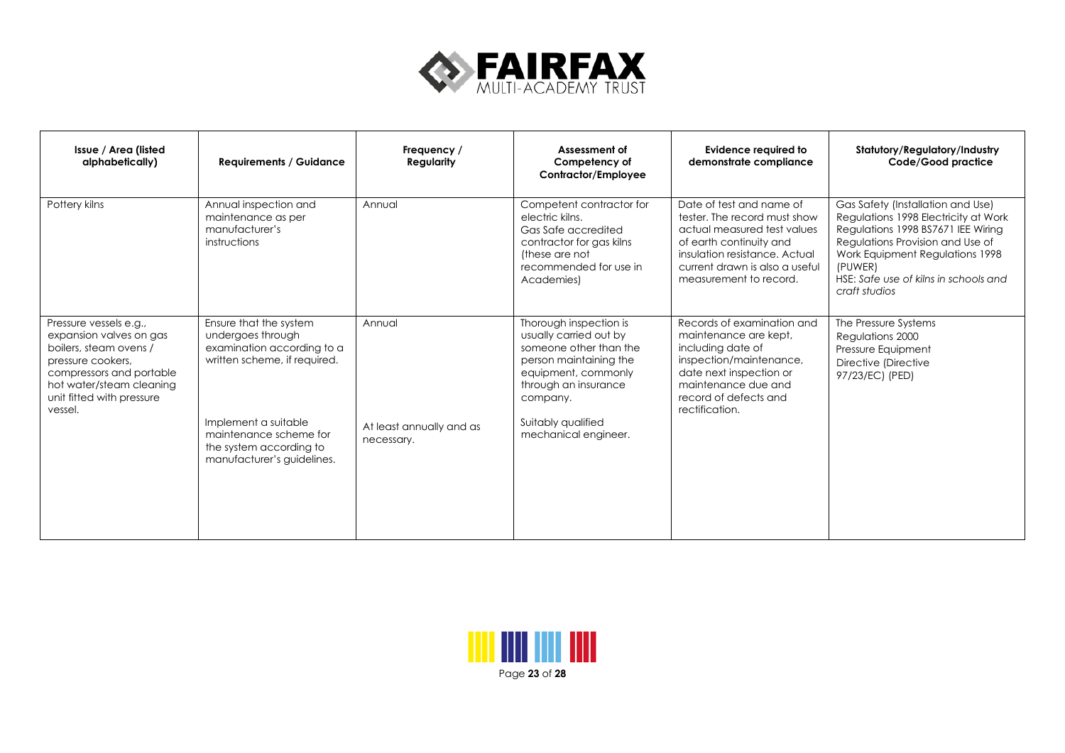| Issue / Area (listed alphabetically) | Requirements / Guidance | Frequency / Regularity | Assessment of Competency of Contractor/Employee | Evidence required to demonstrate compliance | Statutory/Regulatory/Industry Code/Good practice |
|---|---|---|---|---|---|
| Pottery kilns | Annual inspection and maintenance as per manufacturer's instructions | Annual | Competent contractor for electric kilns. Gas Safe accredited contractor for gas kilns (these are not recommended for use in Academies) | Date of test and name of tester. The record must show actual measured test values of earth continuity and insulation resistance. Actual current drawn is also a useful measurement to record. | Gas Safety (Installation and Use) Regulations 1998 Electricity at Work Regulations 1998 BS7671 IEE Wiring Regulations Provision and Use of Work Equipment Regulations 1998 (PUWER)<br>HSE: *Safe use of kilns in schools and craft studios* |
| Pressure vessels e.g., expansion valves on gas boilers, steam ovens / pressure cookers, compressors and portable hot water/steam cleaning unit fitted with pressure vessel. | Ensure that the system undergoes through examination according to a written scheme, if required.<br><br>Implement a suitable maintenance scheme for the system according to manufacturer's guidelines. | Annual<br><br>At least annually and as necessary. | Thorough inspection is usually carried out by someone other than the person maintaining the equipment, commonly through an insurance company.<br><br>Suitably qualified mechanical engineer. | Records of examination and maintenance are kept, including date of inspection/maintenance, date next inspection or maintenance due and record of defects and rectification. | The Pressure Systems Regulations 2000<br>Pressure Equipment Directive (Directive 97/23/EC) (PED) |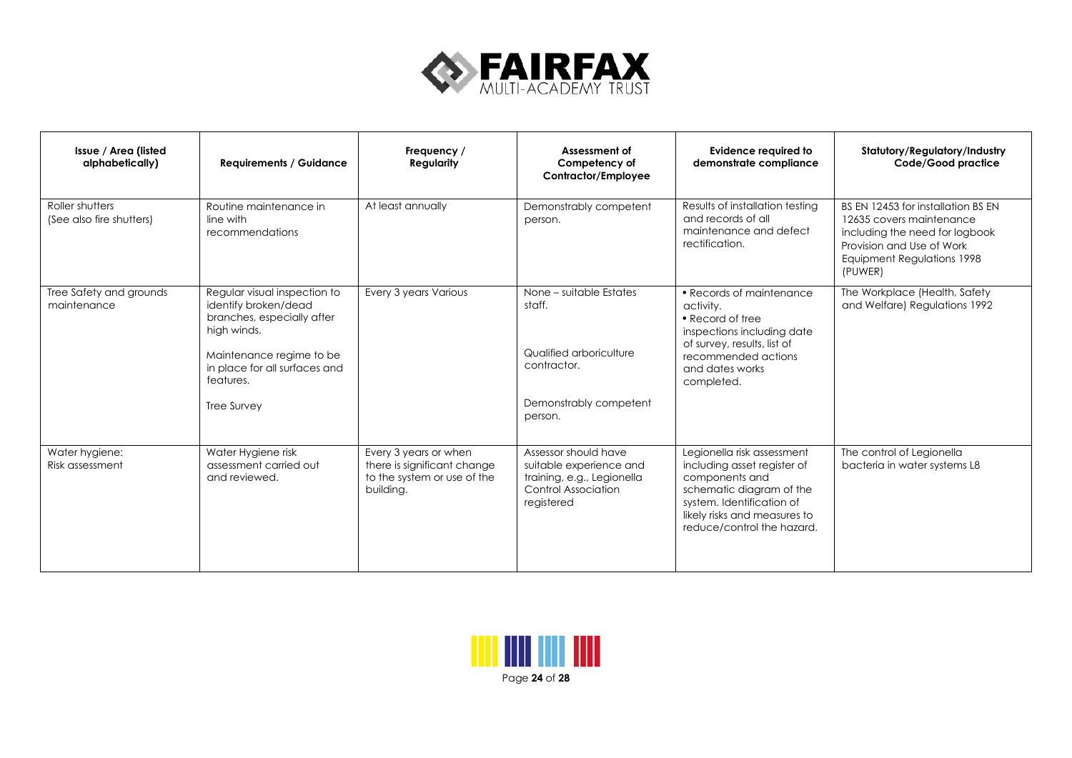| Issue / Area (listed alphabetically) | Requirements / Guidance | Frequency / Regularity | Assessment of Competency of Contractor/Employee | Evidence required to demonstrate compliance | Statutory/Regulatory/Industry Code/Good practice |
|---|---|---|---|---|---|
| Roller shutters (See also fire shutters) | Routine maintenance in line with recommendations | At least annually | Demonstrably competent person. | Results of installation testing and records of all maintenance and defect rectification. | BS EN 12453 for installation BS EN 12635 covers maintenance including the need for logbook Provision and Use of Work Equipment Regulations 1998 (PUWER) |
| Tree Safety and grounds maintenance | Regular visual inspection to identify broken/dead branches, especially after high winds.<br><br>Maintenance regime to be in place for all surfaces and features.<br><br>Tree Survey | Every 3 years Various | None – suitable Estates staff.<br><br>Qualified arboriculture contractor.<br><br>Demonstrably competent person. | • Records of maintenance activity.<br>• Record of tree inspections including date of survey, results, list of recommended actions and dates works completed. | The Workplace (Health, Safety and Welfare) Regulations 1992 |
| Water hygiene: Risk assessment | Water Hygiene risk assessment carried out and reviewed. | Every 3 years or when there is significant change to the system or use of the building. | Assessor should have suitable experience and training, e.g., Legionella Control Association registered | Legionella risk assessment including asset register of components and schematic diagram of the system. Identification of likely risks and measures to reduce/control the hazard. | The control of Legionella bacteria in water systems L8 |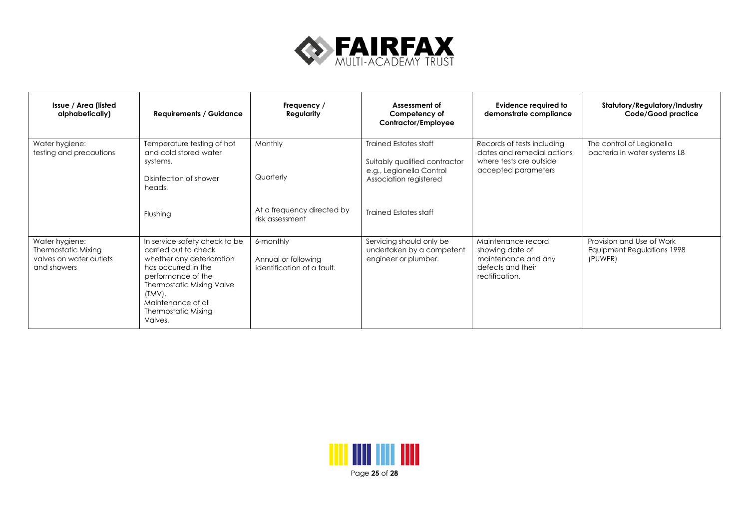| Issue / Area (listed alphabetically) | Requirements / Guidance | Frequency / Regularity | Assessment of Competency of Contractor/Employee | Evidence required to demonstrate compliance | Statutory/Regulatory/Industry Code/Good practice |
|---|---|---|---|---|---|
| Water hygiene: testing and precautions | Temperature testing of hot and cold stored water systems.<br><br>Disinfection of shower heads.<br><br>Flushing | Monthly<br><br>Quarterly<br><br>At a frequency directed by risk assessment | Trained Estates staff<br><br>Suitably qualified contractor e.g., Legionella Control Association registered<br><br>Trained Estates staff | Records of tests including dates and remedial actions where tests are outside accepted parameters | The control of Legionella bacteria in water systems L8 |
| Water hygiene: Thermostatic Mixing valves on water outlets and showers | In service safety check to be carried out to check whether any deterioration has occurred in the performance of the Thermostatic Mixing Valve (TMV).<br>Maintenance of all Thermostatic Mixing Valves. | 6-monthly<br><br>Annual or following identification of a fault. | Servicing should only be undertaken by a competent engineer or plumber. | Maintenance record showing date of maintenance and any defects and their rectification. | Provision and Use of Work Equipment Regulations 1998 (PUWER) |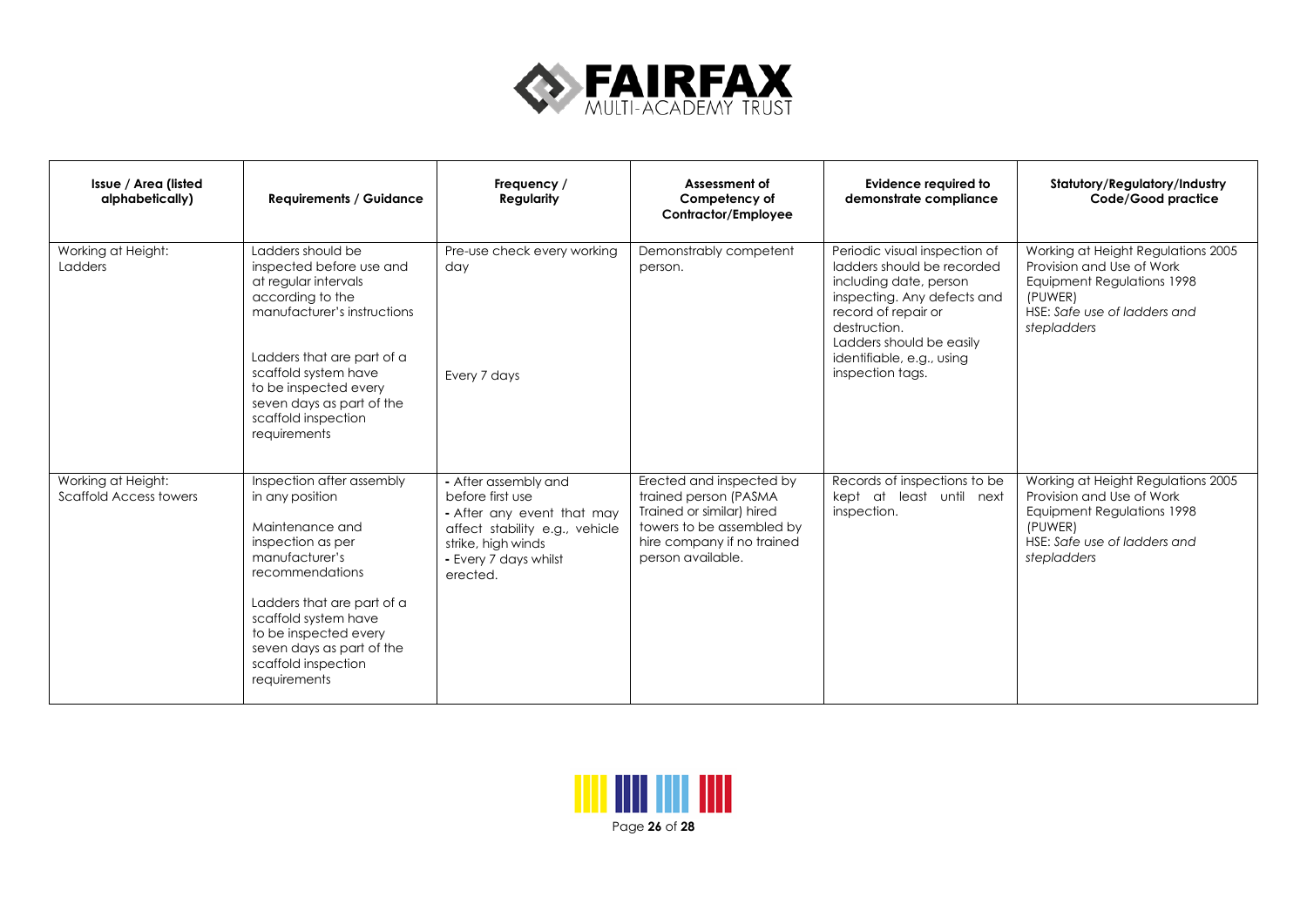| Issue / Area (listed alphabetically) | Requirements / Guidance | Frequency / Regularity | Assessment of Competency of Contractor/Employee | Evidence required to demonstrate compliance | Statutory/Regulatory/Industry Code/Good practice |
|---|---|---|---|---|---|
| Working at Height: Ladders | Ladders should be inspected before use and at regular intervals according to the manufacturer's instructions<br><br>Ladders that are part of a scaffold system have to be inspected every seven days as part of the scaffold inspection requirements | Pre-use check every working day<br><br>Every 7 days | Demonstrably competent person. | Periodic visual inspection of ladders should be recorded including date, person inspecting. Any defects and record of repair or destruction. Ladders should be easily identifiable, e.g., using inspection tags. | Working at Height Regulations 2005 Provision and Use of Work Equipment Regulations 1998 (PUWER) HSE: *Safe use of ladders and stepladders* |
| Working at Height: Scaffold Access towers | Inspection after assembly in any position<br><br>Maintenance and inspection as per manufacturer's recommendations<br><br>Ladders that are part of a scaffold system have to be inspected every seven days as part of the scaffold inspection requirements | - After assembly and before first use<br>- After any event that may affect stability e.g., vehicle strike, high winds<br>- Every 7 days whilst erected. | Erected and inspected by trained person (PASMA Trained or similar) hired towers to be assembled by hire company if no trained person available. | Records of inspections to be kept at least until next inspection. | Working at Height Regulations 2005 Provision and Use of Work Equipment Regulations 1998 (PUWER) HSE: *Safe use of ladders and stepladders* |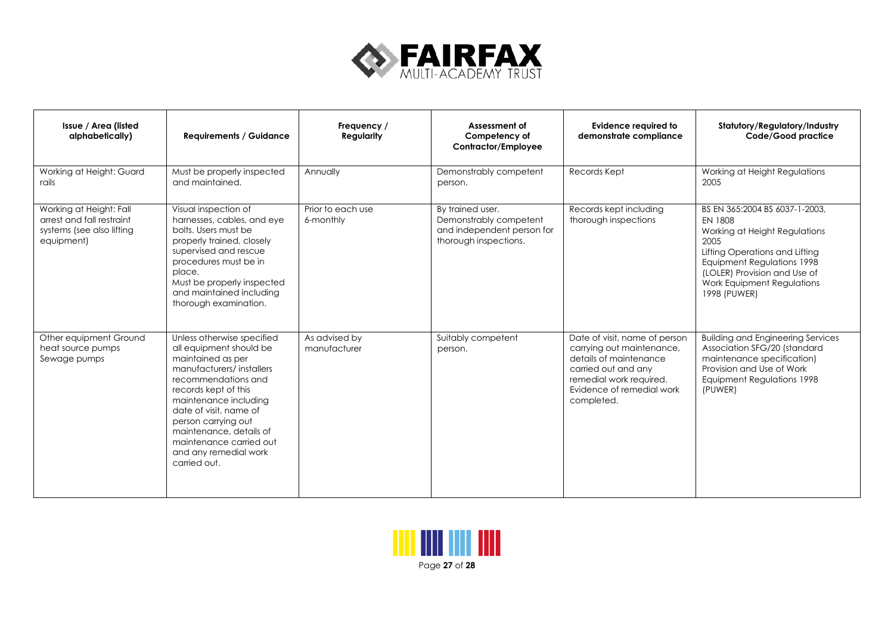| Issue / Area (listed alphabetically) | Requirements / Guidance | Frequency / Regularity | Assessment of Competency of Contractor/Employee | Evidence required to demonstrate compliance | Statutory/Regulatory/Industry Code/Good practice |
|---|---|---|---|---|---|
| Working at Height: Guard rails | Must be properly inspected and maintained. | Annually | Demonstrably competent person. | Records Kept | Working at Height Regulations 2005 |
| Working at Height: Fall arrest and fall restraint systems (see also lifting equipment) | Visual inspection of harnesses, cables, and eye bolts. Users must be properly trained, closely supervised and rescue procedures must be in place.<br>Must be properly inspected and maintained including thorough examination. | Prior to each use<br>6-monthly | By trained user.<br>Demonstrably competent and independent person for thorough inspections. | Records kept including thorough inspections | BS EN 365:2004 BS 6037-1-2003, EN 1808<br>Working at Height Regulations 2005<br>Lifting Operations and Lifting Equipment Regulations 1998 (LOLER) Provision and Use of Work Equipment Regulations 1998 (PUWER) |
| Other equipment Ground heat source pumps Sewage pumps | Unless otherwise specified all equipment should be maintained as per manufacturers/ installers recommendations and records kept of this maintenance including date of visit, name of person carrying out maintenance, details of maintenance carried out and any remedial work carried out. | As advised by manufacturer | Suitably competent person. | Date of visit, name of person carrying out maintenance, details of maintenance carried out and any remedial work required. Evidence of remedial work completed. | Building and Engineering Services Association SFG/20 (standard maintenance specification) Provision and Use of Work Equipment Regulations 1998 (PUWER) |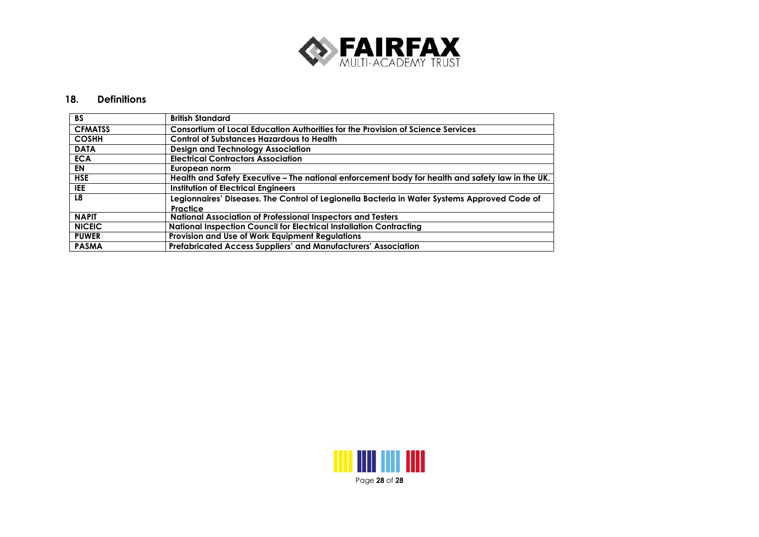## 18. Definitions

| | |
|---|---|
| **BS** | **British Standard** |
| **CFMATSS** | **Consortium of Local Education Authorities for the Provision of Science Services** |
| **COSHH** | **Control of Substances Hazardous to Health** |
| **DATA** | **Design and Technology Association** |
| **ECA** | **Electrical Contractors Association** |
| **EN** | **European norm** |
| **HSE** | **Health and Safety Executive – The national enforcement body for health and safety law in the UK.** |
| **IEE** | **Institution of Electrical Engineers** |
| **L8** | **Legionnaires' Diseases. The Control of Legionella Bacteria in Water Systems Approved Code of Practice** |
| **NAPIT** | **National Association of Professional Inspectors and Testers** |
| **NICEIC** | **National Inspection Council for Electrical Installation Contracting** |
| **PUWER** | **Provision and Use of Work Equipment Regulations** |
| **PASMA** | **Prefabricated Access Suppliers' and Manufacturers' Association** |